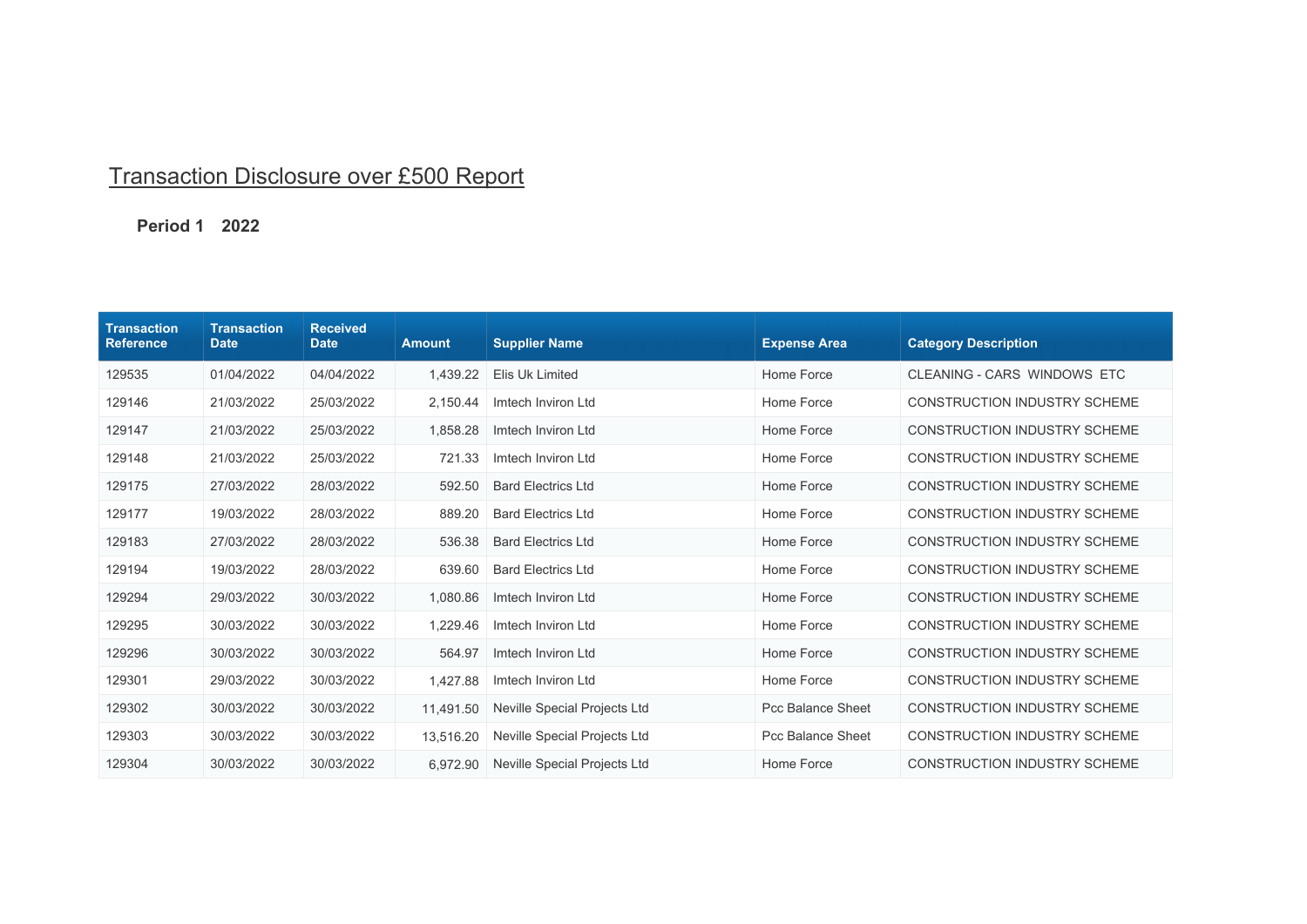# Transaction Disclosure over £500 Report

**Period 1 2022**

| Transaction Reference | Transaction Date | Received Date | Amount | Supplier Name | Expense Area | Category Description |
|---|---|---|---|---|---|---|
| 129535 | 01/04/2022 | 04/04/2022 | 1,439.22 | Elis Uk Limited | Home Force | CLEANING - CARS WINDOWS ETC |
| 129146 | 21/03/2022 | 25/03/2022 | 2,150.44 | Imtech Inviron Ltd | Home Force | CONSTRUCTION INDUSTRY SCHEME |
| 129147 | 21/03/2022 | 25/03/2022 | 1,858.28 | Imtech Inviron Ltd | Home Force | CONSTRUCTION INDUSTRY SCHEME |
| 129148 | 21/03/2022 | 25/03/2022 | 721.33 | Imtech Inviron Ltd | Home Force | CONSTRUCTION INDUSTRY SCHEME |
| 129175 | 27/03/2022 | 28/03/2022 | 592.50 | Bard Electrics Ltd | Home Force | CONSTRUCTION INDUSTRY SCHEME |
| 129177 | 19/03/2022 | 28/03/2022 | 889.20 | Bard Electrics Ltd | Home Force | CONSTRUCTION INDUSTRY SCHEME |
| 129183 | 27/03/2022 | 28/03/2022 | 536.38 | Bard Electrics Ltd | Home Force | CONSTRUCTION INDUSTRY SCHEME |
| 129194 | 19/03/2022 | 28/03/2022 | 639.60 | Bard Electrics Ltd | Home Force | CONSTRUCTION INDUSTRY SCHEME |
| 129294 | 29/03/2022 | 30/03/2022 | 1,080.86 | Imtech Inviron Ltd | Home Force | CONSTRUCTION INDUSTRY SCHEME |
| 129295 | 30/03/2022 | 30/03/2022 | 1,229.46 | Imtech Inviron Ltd | Home Force | CONSTRUCTION INDUSTRY SCHEME |
| 129296 | 30/03/2022 | 30/03/2022 | 564.97 | Imtech Inviron Ltd | Home Force | CONSTRUCTION INDUSTRY SCHEME |
| 129301 | 29/03/2022 | 30/03/2022 | 1,427.88 | Imtech Inviron Ltd | Home Force | CONSTRUCTION INDUSTRY SCHEME |
| 129302 | 30/03/2022 | 30/03/2022 | 11,491.50 | Neville Special Projects Ltd | Pcc Balance Sheet | CONSTRUCTION INDUSTRY SCHEME |
| 129303 | 30/03/2022 | 30/03/2022 | 13,516.20 | Neville Special Projects Ltd | Pcc Balance Sheet | CONSTRUCTION INDUSTRY SCHEME |
| 129304 | 30/03/2022 | 30/03/2022 | 6,972.90 | Neville Special Projects Ltd | Home Force | CONSTRUCTION INDUSTRY SCHEME |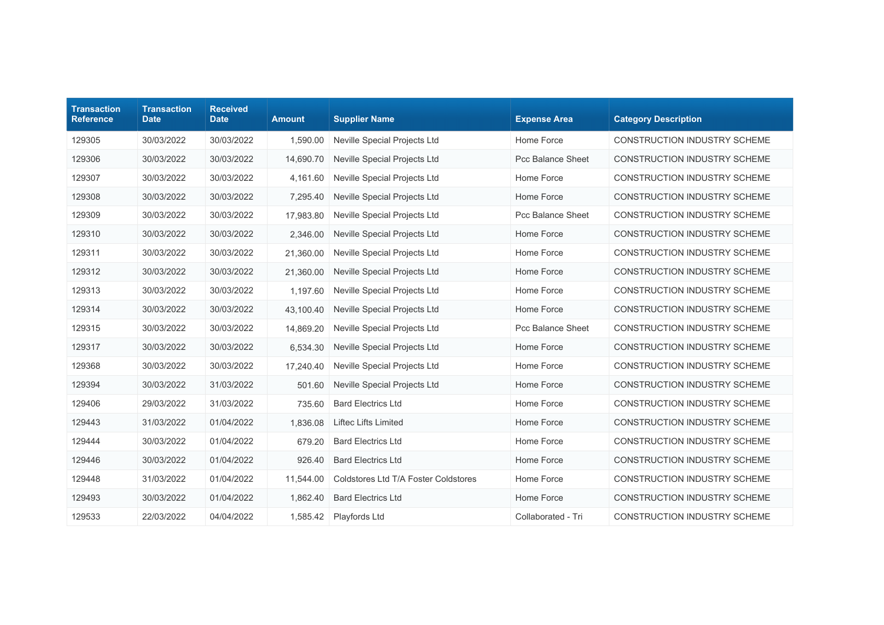| Transaction Reference | Transaction Date | Received Date | Amount | Supplier Name | Expense Area | Category Description |
|---|---|---|---|---|---|---|
| 129305 | 30/03/2022 | 30/03/2022 | 1,590.00 | Neville Special Projects Ltd | Home Force | CONSTRUCTION INDUSTRY SCHEME |
| 129306 | 30/03/2022 | 30/03/2022 | 14,690.70 | Neville Special Projects Ltd | Pcc Balance Sheet | CONSTRUCTION INDUSTRY SCHEME |
| 129307 | 30/03/2022 | 30/03/2022 | 4,161.60 | Neville Special Projects Ltd | Home Force | CONSTRUCTION INDUSTRY SCHEME |
| 129308 | 30/03/2022 | 30/03/2022 | 7,295.40 | Neville Special Projects Ltd | Home Force | CONSTRUCTION INDUSTRY SCHEME |
| 129309 | 30/03/2022 | 30/03/2022 | 17,983.80 | Neville Special Projects Ltd | Pcc Balance Sheet | CONSTRUCTION INDUSTRY SCHEME |
| 129310 | 30/03/2022 | 30/03/2022 | 2,346.00 | Neville Special Projects Ltd | Home Force | CONSTRUCTION INDUSTRY SCHEME |
| 129311 | 30/03/2022 | 30/03/2022 | 21,360.00 | Neville Special Projects Ltd | Home Force | CONSTRUCTION INDUSTRY SCHEME |
| 129312 | 30/03/2022 | 30/03/2022 | 21,360.00 | Neville Special Projects Ltd | Home Force | CONSTRUCTION INDUSTRY SCHEME |
| 129313 | 30/03/2022 | 30/03/2022 | 1,197.60 | Neville Special Projects Ltd | Home Force | CONSTRUCTION INDUSTRY SCHEME |
| 129314 | 30/03/2022 | 30/03/2022 | 43,100.40 | Neville Special Projects Ltd | Home Force | CONSTRUCTION INDUSTRY SCHEME |
| 129315 | 30/03/2022 | 30/03/2022 | 14,869.20 | Neville Special Projects Ltd | Pcc Balance Sheet | CONSTRUCTION INDUSTRY SCHEME |
| 129317 | 30/03/2022 | 30/03/2022 | 6,534.30 | Neville Special Projects Ltd | Home Force | CONSTRUCTION INDUSTRY SCHEME |
| 129368 | 30/03/2022 | 30/03/2022 | 17,240.40 | Neville Special Projects Ltd | Home Force | CONSTRUCTION INDUSTRY SCHEME |
| 129394 | 30/03/2022 | 31/03/2022 | 501.60 | Neville Special Projects Ltd | Home Force | CONSTRUCTION INDUSTRY SCHEME |
| 129406 | 29/03/2022 | 31/03/2022 | 735.60 | Bard Electrics Ltd | Home Force | CONSTRUCTION INDUSTRY SCHEME |
| 129443 | 31/03/2022 | 01/04/2022 | 1,836.08 | Liftec Lifts Limited | Home Force | CONSTRUCTION INDUSTRY SCHEME |
| 129444 | 30/03/2022 | 01/04/2022 | 679.20 | Bard Electrics Ltd | Home Force | CONSTRUCTION INDUSTRY SCHEME |
| 129446 | 30/03/2022 | 01/04/2022 | 926.40 | Bard Electrics Ltd | Home Force | CONSTRUCTION INDUSTRY SCHEME |
| 129448 | 31/03/2022 | 01/04/2022 | 11,544.00 | Coldstores Ltd T/A Foster Coldstores | Home Force | CONSTRUCTION INDUSTRY SCHEME |
| 129493 | 30/03/2022 | 01/04/2022 | 1,862.40 | Bard Electrics Ltd | Home Force | CONSTRUCTION INDUSTRY SCHEME |
| 129533 | 22/03/2022 | 04/04/2022 | 1,585.42 | Playfords Ltd | Collaborated - Tri | CONSTRUCTION INDUSTRY SCHEME |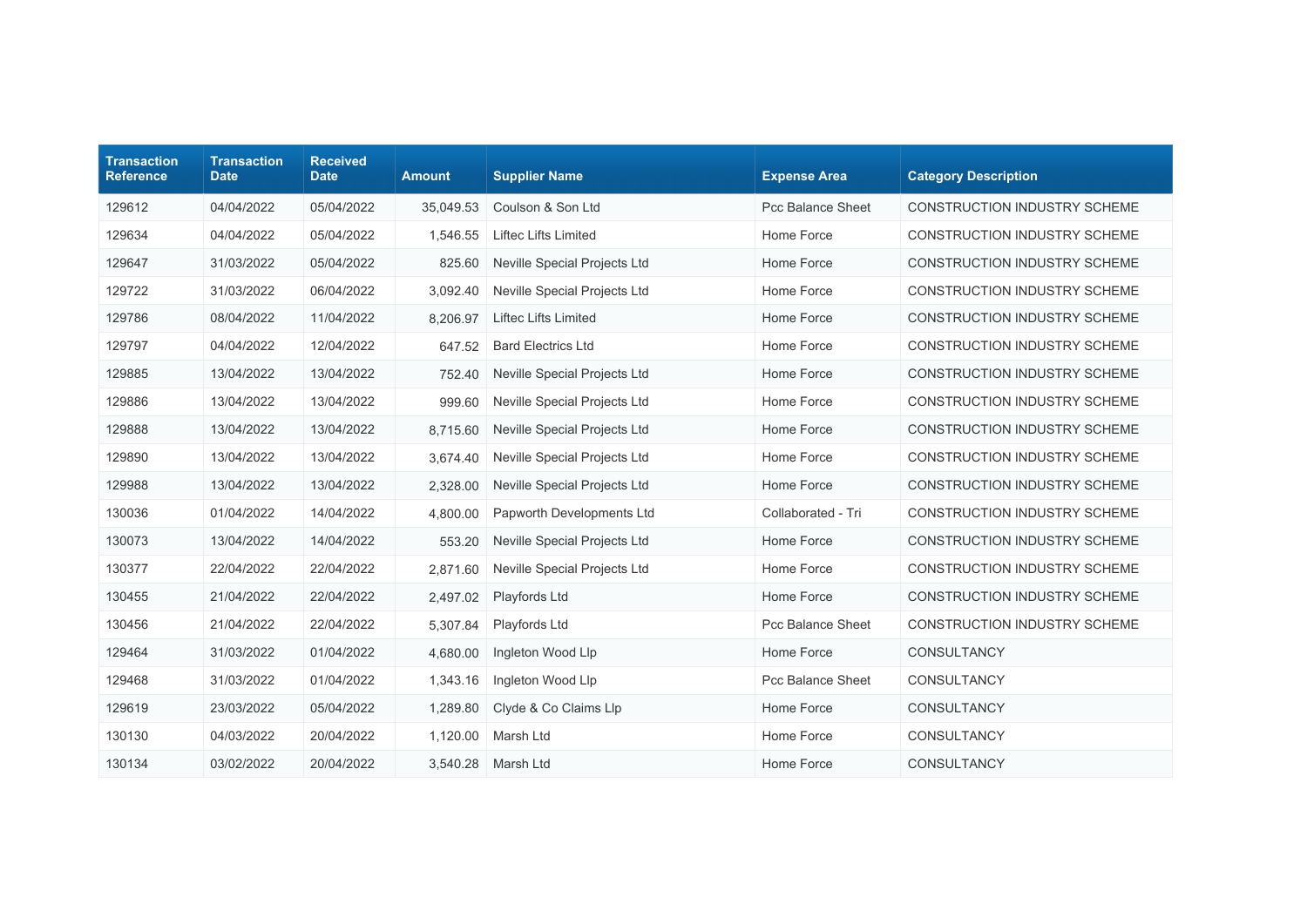| Transaction Reference | Transaction Date | Received Date | Amount | Supplier Name | Expense Area | Category Description |
|---|---|---|---|---|---|---|
| 129612 | 04/04/2022 | 05/04/2022 | 35,049.53 | Coulson & Son Ltd | Pcc Balance Sheet | CONSTRUCTION INDUSTRY SCHEME |
| 129634 | 04/04/2022 | 05/04/2022 | 1,546.55 | Liftec Lifts Limited | Home Force | CONSTRUCTION INDUSTRY SCHEME |
| 129647 | 31/03/2022 | 05/04/2022 | 825.60 | Neville Special Projects Ltd | Home Force | CONSTRUCTION INDUSTRY SCHEME |
| 129722 | 31/03/2022 | 06/04/2022 | 3,092.40 | Neville Special Projects Ltd | Home Force | CONSTRUCTION INDUSTRY SCHEME |
| 129786 | 08/04/2022 | 11/04/2022 | 8,206.97 | Liftec Lifts Limited | Home Force | CONSTRUCTION INDUSTRY SCHEME |
| 129797 | 04/04/2022 | 12/04/2022 | 647.52 | Bard Electrics Ltd | Home Force | CONSTRUCTION INDUSTRY SCHEME |
| 129885 | 13/04/2022 | 13/04/2022 | 752.40 | Neville Special Projects Ltd | Home Force | CONSTRUCTION INDUSTRY SCHEME |
| 129886 | 13/04/2022 | 13/04/2022 | 999.60 | Neville Special Projects Ltd | Home Force | CONSTRUCTION INDUSTRY SCHEME |
| 129888 | 13/04/2022 | 13/04/2022 | 8,715.60 | Neville Special Projects Ltd | Home Force | CONSTRUCTION INDUSTRY SCHEME |
| 129890 | 13/04/2022 | 13/04/2022 | 3,674.40 | Neville Special Projects Ltd | Home Force | CONSTRUCTION INDUSTRY SCHEME |
| 129988 | 13/04/2022 | 13/04/2022 | 2,328.00 | Neville Special Projects Ltd | Home Force | CONSTRUCTION INDUSTRY SCHEME |
| 130036 | 01/04/2022 | 14/04/2022 | 4,800.00 | Papworth Developments Ltd | Collaborated - Tri | CONSTRUCTION INDUSTRY SCHEME |
| 130073 | 13/04/2022 | 14/04/2022 | 553.20 | Neville Special Projects Ltd | Home Force | CONSTRUCTION INDUSTRY SCHEME |
| 130377 | 22/04/2022 | 22/04/2022 | 2,871.60 | Neville Special Projects Ltd | Home Force | CONSTRUCTION INDUSTRY SCHEME |
| 130455 | 21/04/2022 | 22/04/2022 | 2,497.02 | Playfords Ltd | Home Force | CONSTRUCTION INDUSTRY SCHEME |
| 130456 | 21/04/2022 | 22/04/2022 | 5,307.84 | Playfords Ltd | Pcc Balance Sheet | CONSTRUCTION INDUSTRY SCHEME |
| 129464 | 31/03/2022 | 01/04/2022 | 4,680.00 | Ingleton Wood Llp | Home Force | CONSULTANCY |
| 129468 | 31/03/2022 | 01/04/2022 | 1,343.16 | Ingleton Wood Llp | Pcc Balance Sheet | CONSULTANCY |
| 129619 | 23/03/2022 | 05/04/2022 | 1,289.80 | Clyde & Co Claims Llp | Home Force | CONSULTANCY |
| 130130 | 04/03/2022 | 20/04/2022 | 1,120.00 | Marsh Ltd | Home Force | CONSULTANCY |
| 130134 | 03/02/2022 | 20/04/2022 | 3,540.28 | Marsh Ltd | Home Force | CONSULTANCY |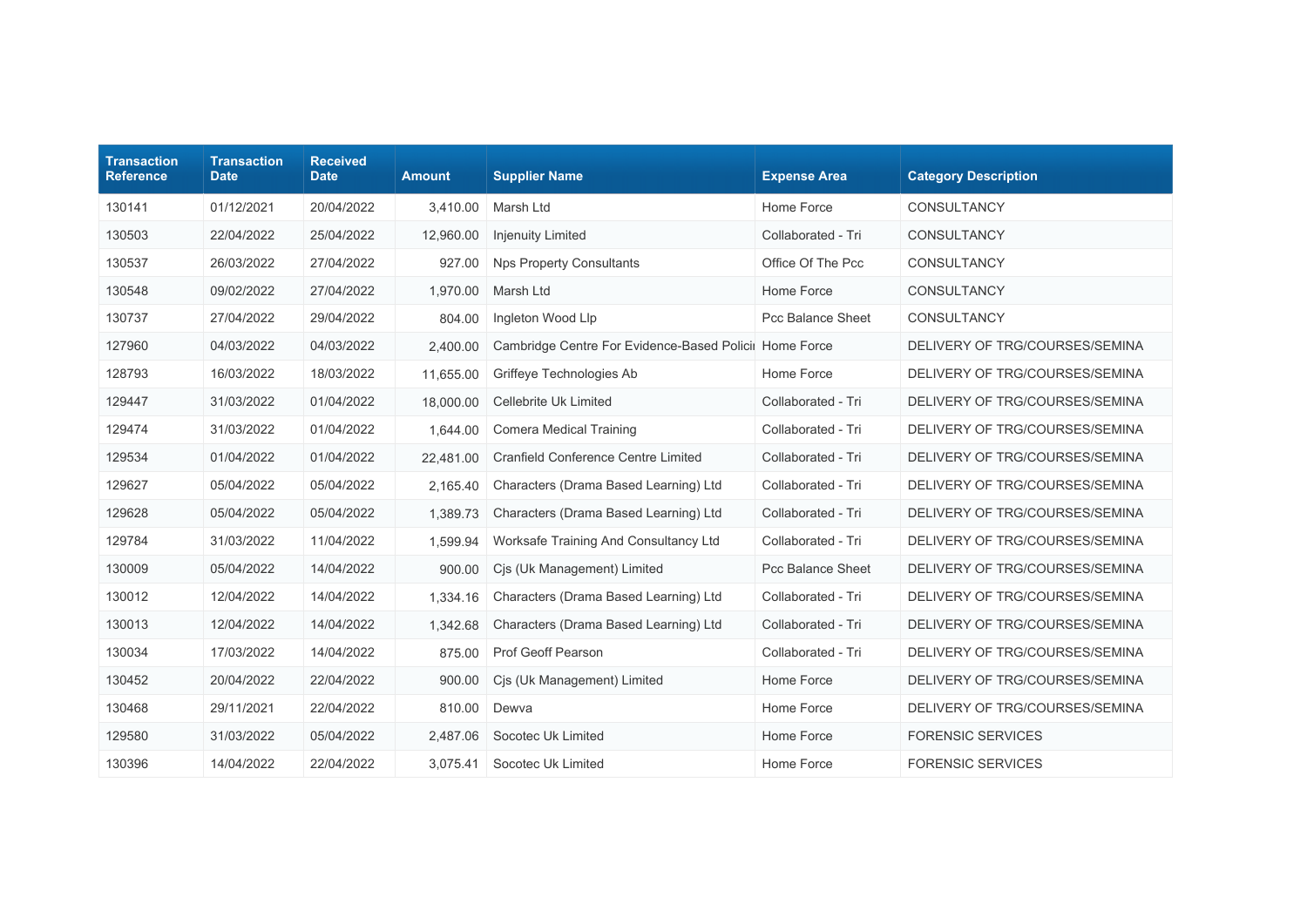| Transaction Reference | Transaction Date | Received Date | Amount | Supplier Name | Expense Area | Category Description |
|---|---|---|---|---|---|---|
| 130141 | 01/12/2021 | 20/04/2022 | 3,410.00 | Marsh Ltd | Home Force | CONSULTANCY |
| 130503 | 22/04/2022 | 25/04/2022 | 12,960.00 | Injenuity Limited | Collaborated - Tri | CONSULTANCY |
| 130537 | 26/03/2022 | 27/04/2022 | 927.00 | Nps Property Consultants | Office Of The Pcc | CONSULTANCY |
| 130548 | 09/02/2022 | 27/04/2022 | 1,970.00 | Marsh Ltd | Home Force | CONSULTANCY |
| 130737 | 27/04/2022 | 29/04/2022 | 804.00 | Ingleton Wood Llp | Pcc Balance Sheet | CONSULTANCY |
| 127960 | 04/03/2022 | 04/03/2022 | 2,400.00 | Cambridge Centre For Evidence-Based Polici | Home Force | DELIVERY OF TRG/COURSES/SEMINA |
| 128793 | 16/03/2022 | 18/03/2022 | 11,655.00 | Griffeye Technologies Ab | Home Force | DELIVERY OF TRG/COURSES/SEMINA |
| 129447 | 31/03/2022 | 01/04/2022 | 18,000.00 | Cellebrite Uk Limited | Collaborated - Tri | DELIVERY OF TRG/COURSES/SEMINA |
| 129474 | 31/03/2022 | 01/04/2022 | 1,644.00 | Comera Medical Training | Collaborated - Tri | DELIVERY OF TRG/COURSES/SEMINA |
| 129534 | 01/04/2022 | 01/04/2022 | 22,481.00 | Cranfield Conference Centre Limited | Collaborated - Tri | DELIVERY OF TRG/COURSES/SEMINA |
| 129627 | 05/04/2022 | 05/04/2022 | 2,165.40 | Characters (Drama Based Learning) Ltd | Collaborated - Tri | DELIVERY OF TRG/COURSES/SEMINA |
| 129628 | 05/04/2022 | 05/04/2022 | 1,389.73 | Characters (Drama Based Learning) Ltd | Collaborated - Tri | DELIVERY OF TRG/COURSES/SEMINA |
| 129784 | 31/03/2022 | 11/04/2022 | 1,599.94 | Worksafe Training And Consultancy Ltd | Collaborated - Tri | DELIVERY OF TRG/COURSES/SEMINA |
| 130009 | 05/04/2022 | 14/04/2022 | 900.00 | Cjs (Uk Management) Limited | Pcc Balance Sheet | DELIVERY OF TRG/COURSES/SEMINA |
| 130012 | 12/04/2022 | 14/04/2022 | 1,334.16 | Characters (Drama Based Learning) Ltd | Collaborated - Tri | DELIVERY OF TRG/COURSES/SEMINA |
| 130013 | 12/04/2022 | 14/04/2022 | 1,342.68 | Characters (Drama Based Learning) Ltd | Collaborated - Tri | DELIVERY OF TRG/COURSES/SEMINA |
| 130034 | 17/03/2022 | 14/04/2022 | 875.00 | Prof Geoff Pearson | Collaborated - Tri | DELIVERY OF TRG/COURSES/SEMINA |
| 130452 | 20/04/2022 | 22/04/2022 | 900.00 | Cjs (Uk Management) Limited | Home Force | DELIVERY OF TRG/COURSES/SEMINA |
| 130468 | 29/11/2021 | 22/04/2022 | 810.00 | Dewva | Home Force | DELIVERY OF TRG/COURSES/SEMINA |
| 129580 | 31/03/2022 | 05/04/2022 | 2,487.06 | Socotec Uk Limited | Home Force | FORENSIC SERVICES |
| 130396 | 14/04/2022 | 22/04/2022 | 3,075.41 | Socotec Uk Limited | Home Force | FORENSIC SERVICES |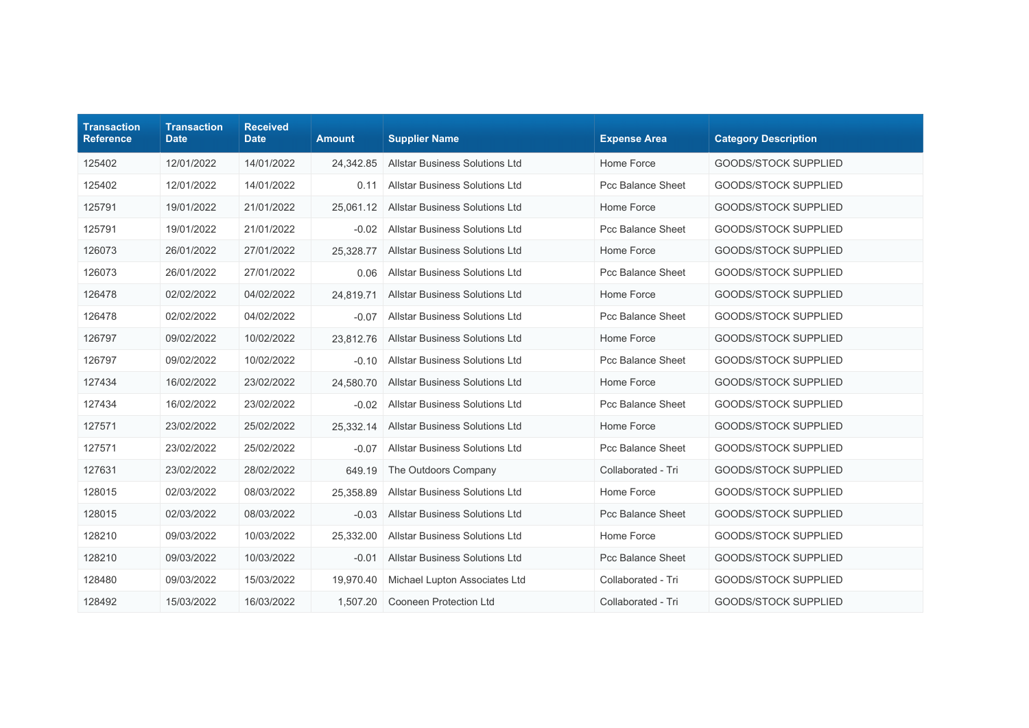| Transaction Reference | Transaction Date | Received Date | Amount | Supplier Name | Expense Area | Category Description |
|---|---|---|---|---|---|---|
| 125402 | 12/01/2022 | 14/01/2022 | 24,342.85 | Allstar Business Solutions Ltd | Home Force | GOODS/STOCK SUPPLIED |
| 125402 | 12/01/2022 | 14/01/2022 | 0.11 | Allstar Business Solutions Ltd | Pcc Balance Sheet | GOODS/STOCK SUPPLIED |
| 125791 | 19/01/2022 | 21/01/2022 | 25,061.12 | Allstar Business Solutions Ltd | Home Force | GOODS/STOCK SUPPLIED |
| 125791 | 19/01/2022 | 21/01/2022 | -0.02 | Allstar Business Solutions Ltd | Pcc Balance Sheet | GOODS/STOCK SUPPLIED |
| 126073 | 26/01/2022 | 27/01/2022 | 25,328.77 | Allstar Business Solutions Ltd | Home Force | GOODS/STOCK SUPPLIED |
| 126073 | 26/01/2022 | 27/01/2022 | 0.06 | Allstar Business Solutions Ltd | Pcc Balance Sheet | GOODS/STOCK SUPPLIED |
| 126478 | 02/02/2022 | 04/02/2022 | 24,819.71 | Allstar Business Solutions Ltd | Home Force | GOODS/STOCK SUPPLIED |
| 126478 | 02/02/2022 | 04/02/2022 | -0.07 | Allstar Business Solutions Ltd | Pcc Balance Sheet | GOODS/STOCK SUPPLIED |
| 126797 | 09/02/2022 | 10/02/2022 | 23,812.76 | Allstar Business Solutions Ltd | Home Force | GOODS/STOCK SUPPLIED |
| 126797 | 09/02/2022 | 10/02/2022 | -0.10 | Allstar Business Solutions Ltd | Pcc Balance Sheet | GOODS/STOCK SUPPLIED |
| 127434 | 16/02/2022 | 23/02/2022 | 24,580.70 | Allstar Business Solutions Ltd | Home Force | GOODS/STOCK SUPPLIED |
| 127434 | 16/02/2022 | 23/02/2022 | -0.02 | Allstar Business Solutions Ltd | Pcc Balance Sheet | GOODS/STOCK SUPPLIED |
| 127571 | 23/02/2022 | 25/02/2022 | 25,332.14 | Allstar Business Solutions Ltd | Home Force | GOODS/STOCK SUPPLIED |
| 127571 | 23/02/2022 | 25/02/2022 | -0.07 | Allstar Business Solutions Ltd | Pcc Balance Sheet | GOODS/STOCK SUPPLIED |
| 127631 | 23/02/2022 | 28/02/2022 | 649.19 | The Outdoors Company | Collaborated - Tri | GOODS/STOCK SUPPLIED |
| 128015 | 02/03/2022 | 08/03/2022 | 25,358.89 | Allstar Business Solutions Ltd | Home Force | GOODS/STOCK SUPPLIED |
| 128015 | 02/03/2022 | 08/03/2022 | -0.03 | Allstar Business Solutions Ltd | Pcc Balance Sheet | GOODS/STOCK SUPPLIED |
| 128210 | 09/03/2022 | 10/03/2022 | 25,332.00 | Allstar Business Solutions Ltd | Home Force | GOODS/STOCK SUPPLIED |
| 128210 | 09/03/2022 | 10/03/2022 | -0.01 | Allstar Business Solutions Ltd | Pcc Balance Sheet | GOODS/STOCK SUPPLIED |
| 128480 | 09/03/2022 | 15/03/2022 | 19,970.40 | Michael Lupton Associates Ltd | Collaborated - Tri | GOODS/STOCK SUPPLIED |
| 128492 | 15/03/2022 | 16/03/2022 | 1,507.20 | Cooneen Protection Ltd | Collaborated - Tri | GOODS/STOCK SUPPLIED |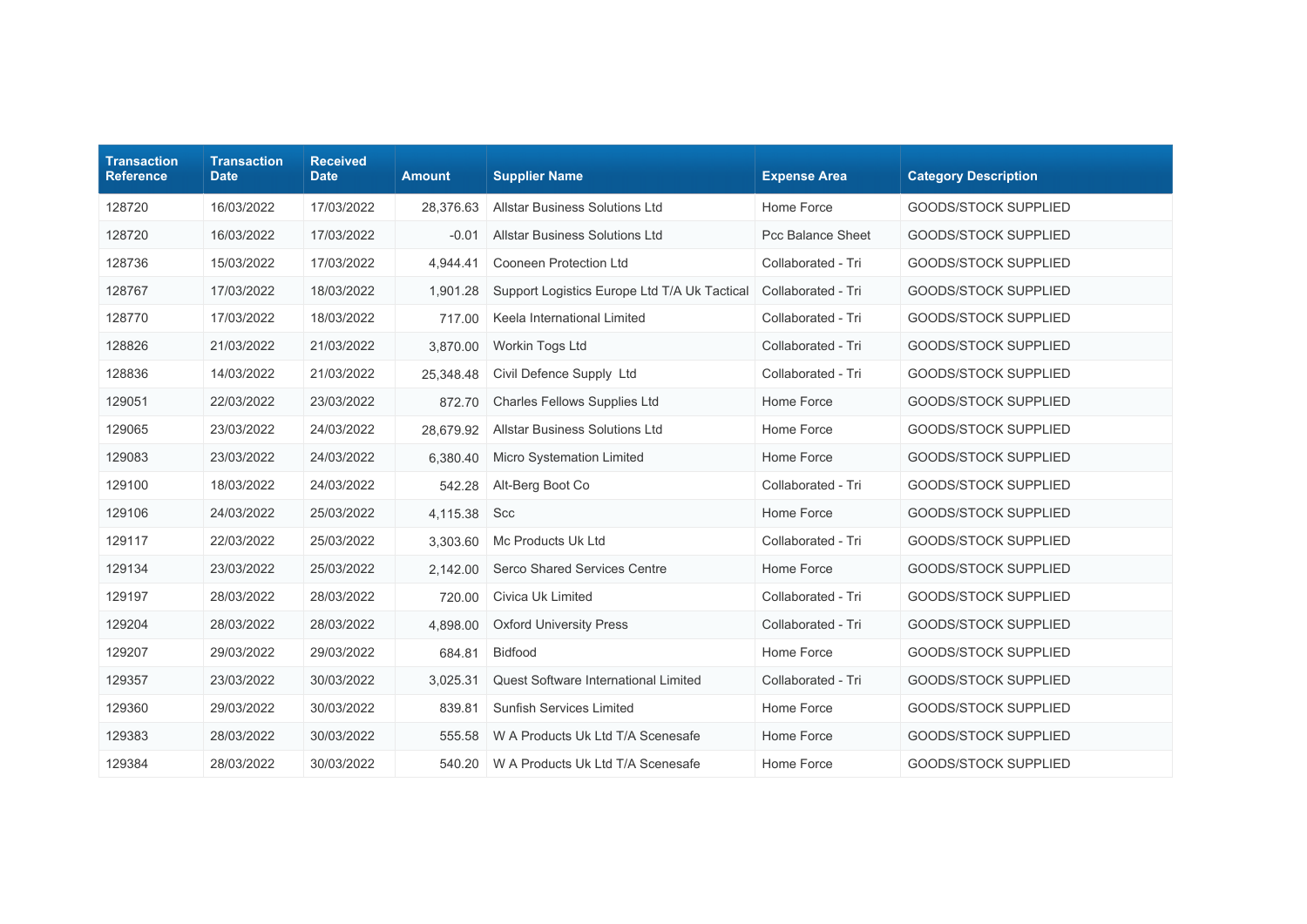| Transaction Reference | Transaction Date | Received Date | Amount | Supplier Name | Expense Area | Category Description |
|---|---|---|---|---|---|---|
| 128720 | 16/03/2022 | 17/03/2022 | 28,376.63 | Allstar Business Solutions Ltd | Home Force | GOODS/STOCK SUPPLIED |
| 128720 | 16/03/2022 | 17/03/2022 | -0.01 | Allstar Business Solutions Ltd | Pcc Balance Sheet | GOODS/STOCK SUPPLIED |
| 128736 | 15/03/2022 | 17/03/2022 | 4,944.41 | Cooneen Protection Ltd | Collaborated - Tri | GOODS/STOCK SUPPLIED |
| 128767 | 17/03/2022 | 18/03/2022 | 1,901.28 | Support Logistics Europe Ltd T/A Uk Tactical | Collaborated - Tri | GOODS/STOCK SUPPLIED |
| 128770 | 17/03/2022 | 18/03/2022 | 717.00 | Keela International Limited | Collaborated - Tri | GOODS/STOCK SUPPLIED |
| 128826 | 21/03/2022 | 21/03/2022 | 3,870.00 | Workin Togs Ltd | Collaborated - Tri | GOODS/STOCK SUPPLIED |
| 128836 | 14/03/2022 | 21/03/2022 | 25,348.48 | Civil Defence Supply Ltd | Collaborated - Tri | GOODS/STOCK SUPPLIED |
| 129051 | 22/03/2022 | 23/03/2022 | 872.70 | Charles Fellows Supplies Ltd | Home Force | GOODS/STOCK SUPPLIED |
| 129065 | 23/03/2022 | 24/03/2022 | 28,679.92 | Allstar Business Solutions Ltd | Home Force | GOODS/STOCK SUPPLIED |
| 129083 | 23/03/2022 | 24/03/2022 | 6,380.40 | Micro Systemation Limited | Home Force | GOODS/STOCK SUPPLIED |
| 129100 | 18/03/2022 | 24/03/2022 | 542.28 | Alt-Berg Boot Co | Collaborated - Tri | GOODS/STOCK SUPPLIED |
| 129106 | 24/03/2022 | 25/03/2022 | 4,115.38 | Scc | Home Force | GOODS/STOCK SUPPLIED |
| 129117 | 22/03/2022 | 25/03/2022 | 3,303.60 | Mc Products Uk Ltd | Collaborated - Tri | GOODS/STOCK SUPPLIED |
| 129134 | 23/03/2022 | 25/03/2022 | 2,142.00 | Serco Shared Services Centre | Home Force | GOODS/STOCK SUPPLIED |
| 129197 | 28/03/2022 | 28/03/2022 | 720.00 | Civica Uk Limited | Collaborated - Tri | GOODS/STOCK SUPPLIED |
| 129204 | 28/03/2022 | 28/03/2022 | 4,898.00 | Oxford University Press | Collaborated - Tri | GOODS/STOCK SUPPLIED |
| 129207 | 29/03/2022 | 29/03/2022 | 684.81 | Bidfood | Home Force | GOODS/STOCK SUPPLIED |
| 129357 | 23/03/2022 | 30/03/2022 | 3,025.31 | Quest Software International Limited | Collaborated - Tri | GOODS/STOCK SUPPLIED |
| 129360 | 29/03/2022 | 30/03/2022 | 839.81 | Sunfish Services Limited | Home Force | GOODS/STOCK SUPPLIED |
| 129383 | 28/03/2022 | 30/03/2022 | 555.58 | W A Products Uk Ltd T/A Scenesafe | Home Force | GOODS/STOCK SUPPLIED |
| 129384 | 28/03/2022 | 30/03/2022 | 540.20 | W A Products Uk Ltd T/A Scenesafe | Home Force | GOODS/STOCK SUPPLIED |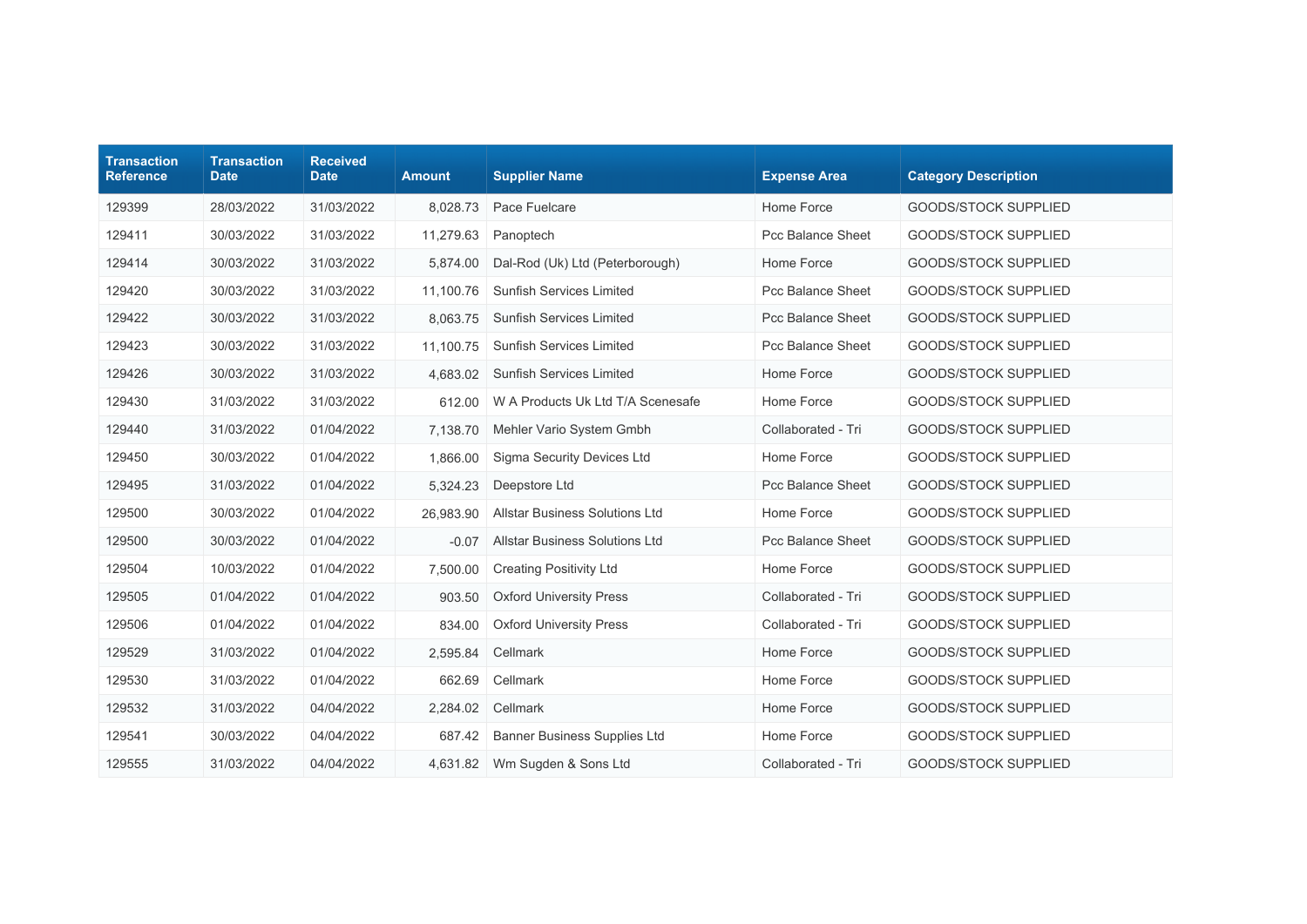| Transaction Reference | Transaction Date | Received Date | Amount | Supplier Name | Expense Area | Category Description |
|---|---|---|---|---|---|---|
| 129399 | 28/03/2022 | 31/03/2022 | 8,028.73 | Pace Fuelcare | Home Force | GOODS/STOCK SUPPLIED |
| 129411 | 30/03/2022 | 31/03/2022 | 11,279.63 | Panoptech | Pcc Balance Sheet | GOODS/STOCK SUPPLIED |
| 129414 | 30/03/2022 | 31/03/2022 | 5,874.00 | Dal-Rod (Uk) Ltd (Peterborough) | Home Force | GOODS/STOCK SUPPLIED |
| 129420 | 30/03/2022 | 31/03/2022 | 11,100.76 | Sunfish Services Limited | Pcc Balance Sheet | GOODS/STOCK SUPPLIED |
| 129422 | 30/03/2022 | 31/03/2022 | 8,063.75 | Sunfish Services Limited | Pcc Balance Sheet | GOODS/STOCK SUPPLIED |
| 129423 | 30/03/2022 | 31/03/2022 | 11,100.75 | Sunfish Services Limited | Pcc Balance Sheet | GOODS/STOCK SUPPLIED |
| 129426 | 30/03/2022 | 31/03/2022 | 4,683.02 | Sunfish Services Limited | Home Force | GOODS/STOCK SUPPLIED |
| 129430 | 31/03/2022 | 31/03/2022 | 612.00 | W A Products Uk Ltd T/A Scenesafe | Home Force | GOODS/STOCK SUPPLIED |
| 129440 | 31/03/2022 | 01/04/2022 | 7,138.70 | Mehler Vario System Gmbh | Collaborated - Tri | GOODS/STOCK SUPPLIED |
| 129450 | 30/03/2022 | 01/04/2022 | 1,866.00 | Sigma Security Devices Ltd | Home Force | GOODS/STOCK SUPPLIED |
| 129495 | 31/03/2022 | 01/04/2022 | 5,324.23 | Deepstore Ltd | Pcc Balance Sheet | GOODS/STOCK SUPPLIED |
| 129500 | 30/03/2022 | 01/04/2022 | 26,983.90 | Allstar Business Solutions Ltd | Home Force | GOODS/STOCK SUPPLIED |
| 129500 | 30/03/2022 | 01/04/2022 | -0.07 | Allstar Business Solutions Ltd | Pcc Balance Sheet | GOODS/STOCK SUPPLIED |
| 129504 | 10/03/2022 | 01/04/2022 | 7,500.00 | Creating Positivity Ltd | Home Force | GOODS/STOCK SUPPLIED |
| 129505 | 01/04/2022 | 01/04/2022 | 903.50 | Oxford University Press | Collaborated - Tri | GOODS/STOCK SUPPLIED |
| 129506 | 01/04/2022 | 01/04/2022 | 834.00 | Oxford University Press | Collaborated - Tri | GOODS/STOCK SUPPLIED |
| 129529 | 31/03/2022 | 01/04/2022 | 2,595.84 | Cellmark | Home Force | GOODS/STOCK SUPPLIED |
| 129530 | 31/03/2022 | 01/04/2022 | 662.69 | Cellmark | Home Force | GOODS/STOCK SUPPLIED |
| 129532 | 31/03/2022 | 04/04/2022 | 2,284.02 | Cellmark | Home Force | GOODS/STOCK SUPPLIED |
| 129541 | 30/03/2022 | 04/04/2022 | 687.42 | Banner Business Supplies Ltd | Home Force | GOODS/STOCK SUPPLIED |
| 129555 | 31/03/2022 | 04/04/2022 | 4,631.82 | Wm Sugden & Sons Ltd | Collaborated - Tri | GOODS/STOCK SUPPLIED |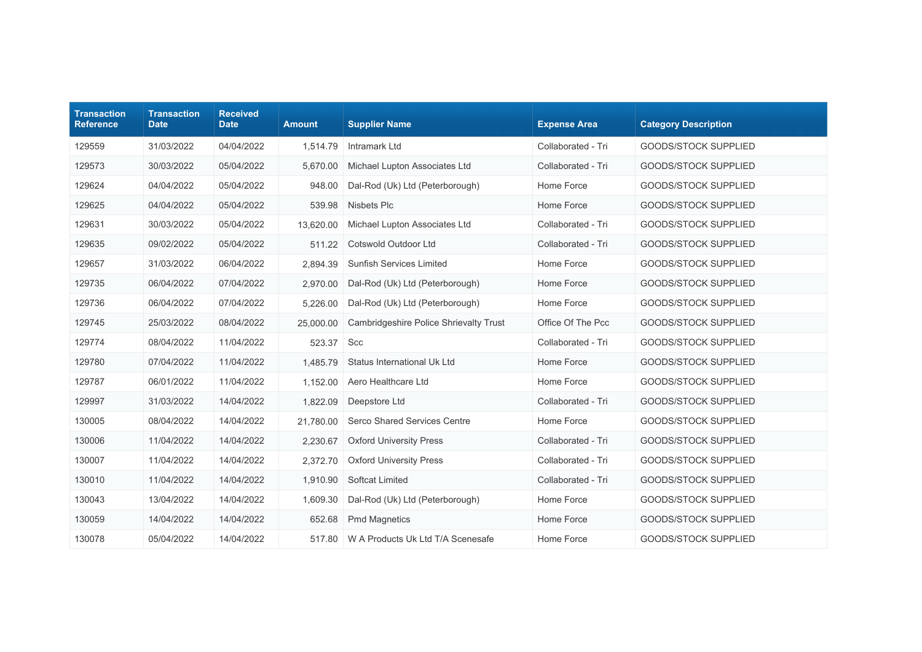| Transaction Reference | Transaction Date | Received Date | Amount | Supplier Name | Expense Area | Category Description |
|---|---|---|---|---|---|---|
| 129559 | 31/03/2022 | 04/04/2022 | 1,514.79 | Intramark Ltd | Collaborated - Tri | GOODS/STOCK SUPPLIED |
| 129573 | 30/03/2022 | 05/04/2022 | 5,670.00 | Michael Lupton Associates Ltd | Collaborated - Tri | GOODS/STOCK SUPPLIED |
| 129624 | 04/04/2022 | 05/04/2022 | 948.00 | Dal-Rod (Uk) Ltd (Peterborough) | Home Force | GOODS/STOCK SUPPLIED |
| 129625 | 04/04/2022 | 05/04/2022 | 539.98 | Nisbets Plc | Home Force | GOODS/STOCK SUPPLIED |
| 129631 | 30/03/2022 | 05/04/2022 | 13,620.00 | Michael Lupton Associates Ltd | Collaborated - Tri | GOODS/STOCK SUPPLIED |
| 129635 | 09/02/2022 | 05/04/2022 | 511.22 | Cotswold Outdoor Ltd | Collaborated - Tri | GOODS/STOCK SUPPLIED |
| 129657 | 31/03/2022 | 06/04/2022 | 2,894.39 | Sunfish Services Limited | Home Force | GOODS/STOCK SUPPLIED |
| 129735 | 06/04/2022 | 07/04/2022 | 2,970.00 | Dal-Rod (Uk) Ltd (Peterborough) | Home Force | GOODS/STOCK SUPPLIED |
| 129736 | 06/04/2022 | 07/04/2022 | 5,226.00 | Dal-Rod (Uk) Ltd (Peterborough) | Home Force | GOODS/STOCK SUPPLIED |
| 129745 | 25/03/2022 | 08/04/2022 | 25,000.00 | Cambridgeshire Police Shrievalty Trust | Office Of The Pcc | GOODS/STOCK SUPPLIED |
| 129774 | 08/04/2022 | 11/04/2022 | 523.37 | Scc | Collaborated - Tri | GOODS/STOCK SUPPLIED |
| 129780 | 07/04/2022 | 11/04/2022 | 1,485.79 | Status International Uk Ltd | Home Force | GOODS/STOCK SUPPLIED |
| 129787 | 06/01/2022 | 11/04/2022 | 1,152.00 | Aero Healthcare Ltd | Home Force | GOODS/STOCK SUPPLIED |
| 129997 | 31/03/2022 | 14/04/2022 | 1,822.09 | Deepstore Ltd | Collaborated - Tri | GOODS/STOCK SUPPLIED |
| 130005 | 08/04/2022 | 14/04/2022 | 21,780.00 | Serco Shared Services Centre | Home Force | GOODS/STOCK SUPPLIED |
| 130006 | 11/04/2022 | 14/04/2022 | 2,230.67 | Oxford University Press | Collaborated - Tri | GOODS/STOCK SUPPLIED |
| 130007 | 11/04/2022 | 14/04/2022 | 2,372.70 | Oxford University Press | Collaborated - Tri | GOODS/STOCK SUPPLIED |
| 130010 | 11/04/2022 | 14/04/2022 | 1,910.90 | Softcat Limited | Collaborated - Tri | GOODS/STOCK SUPPLIED |
| 130043 | 13/04/2022 | 14/04/2022 | 1,609.30 | Dal-Rod (Uk) Ltd (Peterborough) | Home Force | GOODS/STOCK SUPPLIED |
| 130059 | 14/04/2022 | 14/04/2022 | 652.68 | Pmd Magnetics | Home Force | GOODS/STOCK SUPPLIED |
| 130078 | 05/04/2022 | 14/04/2022 | 517.80 | W A Products Uk Ltd T/A Scenesafe | Home Force | GOODS/STOCK SUPPLIED |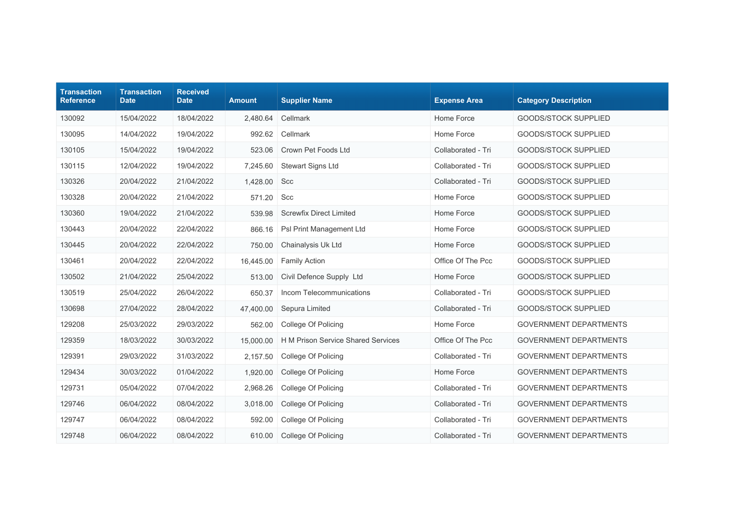| Transaction Reference | Transaction Date | Received Date | Amount | Supplier Name | Expense Area | Category Description |
|---|---|---|---|---|---|---|
| 130092 | 15/04/2022 | 18/04/2022 | 2,480.64 | Cellmark | Home Force | GOODS/STOCK SUPPLIED |
| 130095 | 14/04/2022 | 19/04/2022 | 992.62 | Cellmark | Home Force | GOODS/STOCK SUPPLIED |
| 130105 | 15/04/2022 | 19/04/2022 | 523.06 | Crown Pet Foods Ltd | Collaborated - Tri | GOODS/STOCK SUPPLIED |
| 130115 | 12/04/2022 | 19/04/2022 | 7,245.60 | Stewart Signs Ltd | Collaborated - Tri | GOODS/STOCK SUPPLIED |
| 130326 | 20/04/2022 | 21/04/2022 | 1,428.00 | Scc | Collaborated - Tri | GOODS/STOCK SUPPLIED |
| 130328 | 20/04/2022 | 21/04/2022 | 571.20 | Scc | Home Force | GOODS/STOCK SUPPLIED |
| 130360 | 19/04/2022 | 21/04/2022 | 539.98 | Screwfix Direct Limited | Home Force | GOODS/STOCK SUPPLIED |
| 130443 | 20/04/2022 | 22/04/2022 | 866.16 | Psl Print Management Ltd | Home Force | GOODS/STOCK SUPPLIED |
| 130445 | 20/04/2022 | 22/04/2022 | 750.00 | Chainalysis Uk Ltd | Home Force | GOODS/STOCK SUPPLIED |
| 130461 | 20/04/2022 | 22/04/2022 | 16,445.00 | Family Action | Office Of The Pcc | GOODS/STOCK SUPPLIED |
| 130502 | 21/04/2022 | 25/04/2022 | 513.00 | Civil Defence Supply Ltd | Home Force | GOODS/STOCK SUPPLIED |
| 130519 | 25/04/2022 | 26/04/2022 | 650.37 | Incom Telecommunications | Collaborated - Tri | GOODS/STOCK SUPPLIED |
| 130698 | 27/04/2022 | 28/04/2022 | 47,400.00 | Sepura Limited | Collaborated - Tri | GOODS/STOCK SUPPLIED |
| 129208 | 25/03/2022 | 29/03/2022 | 562.00 | College Of Policing | Home Force | GOVERNMENT DEPARTMENTS |
| 129359 | 18/03/2022 | 30/03/2022 | 15,000.00 | H M Prison Service Shared Services | Office Of The Pcc | GOVERNMENT DEPARTMENTS |
| 129391 | 29/03/2022 | 31/03/2022 | 2,157.50 | College Of Policing | Collaborated - Tri | GOVERNMENT DEPARTMENTS |
| 129434 | 30/03/2022 | 01/04/2022 | 1,920.00 | College Of Policing | Home Force | GOVERNMENT DEPARTMENTS |
| 129731 | 05/04/2022 | 07/04/2022 | 2,968.26 | College Of Policing | Collaborated - Tri | GOVERNMENT DEPARTMENTS |
| 129746 | 06/04/2022 | 08/04/2022 | 3,018.00 | College Of Policing | Collaborated - Tri | GOVERNMENT DEPARTMENTS |
| 129747 | 06/04/2022 | 08/04/2022 | 592.00 | College Of Policing | Collaborated - Tri | GOVERNMENT DEPARTMENTS |
| 129748 | 06/04/2022 | 08/04/2022 | 610.00 | College Of Policing | Collaborated - Tri | GOVERNMENT DEPARTMENTS |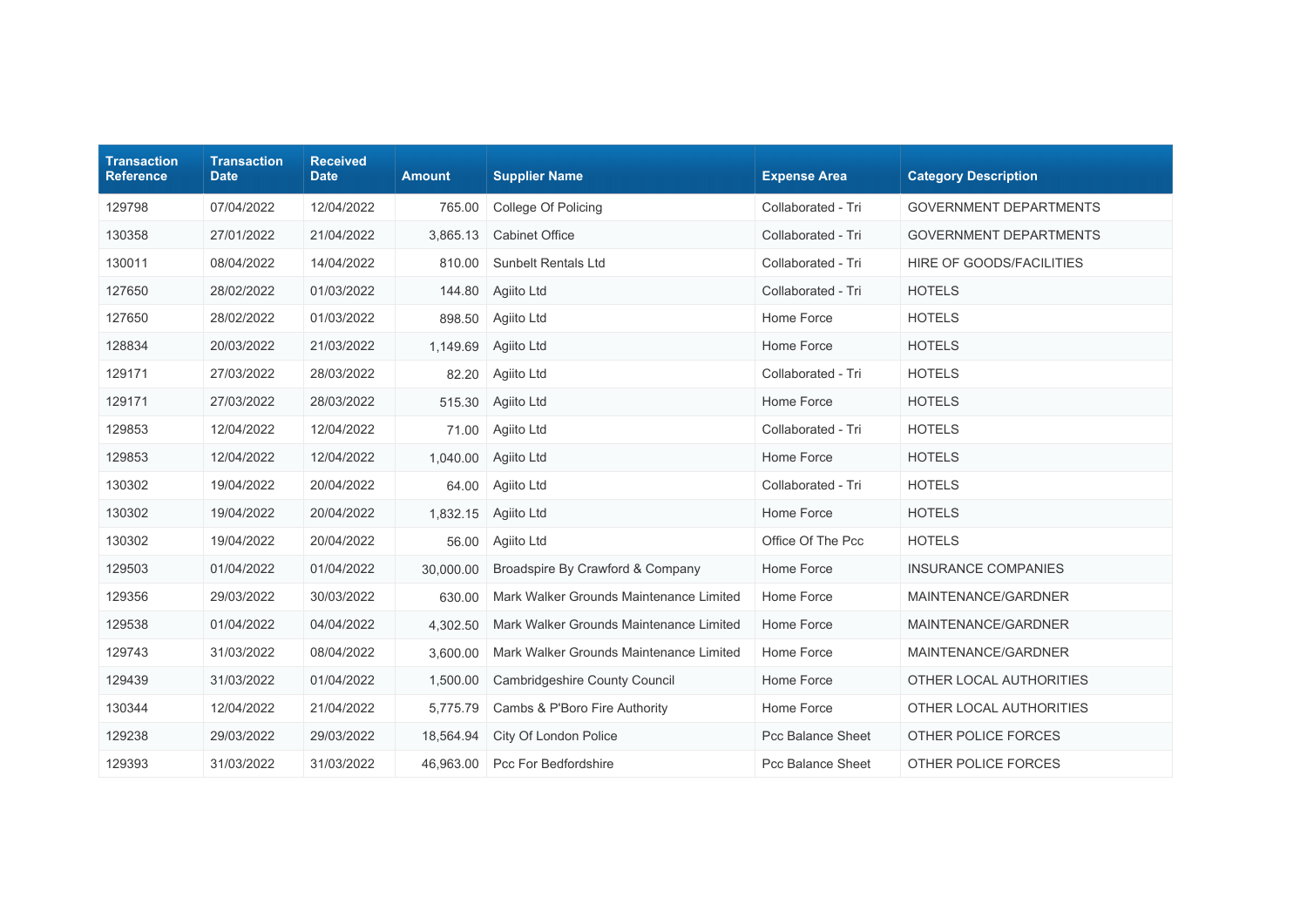| Transaction Reference | Transaction Date | Received Date | Amount | Supplier Name | Expense Area | Category Description |
|---|---|---|---|---|---|---|
| 129798 | 07/04/2022 | 12/04/2022 | 765.00 | College Of Policing | Collaborated - Tri | GOVERNMENT DEPARTMENTS |
| 130358 | 27/01/2022 | 21/04/2022 | 3,865.13 | Cabinet Office | Collaborated - Tri | GOVERNMENT DEPARTMENTS |
| 130011 | 08/04/2022 | 14/04/2022 | 810.00 | Sunbelt Rentals Ltd | Collaborated - Tri | HIRE OF GOODS/FACILITIES |
| 127650 | 28/02/2022 | 01/03/2022 | 144.80 | Agiito Ltd | Collaborated - Tri | HOTELS |
| 127650 | 28/02/2022 | 01/03/2022 | 898.50 | Agiito Ltd | Home Force | HOTELS |
| 128834 | 20/03/2022 | 21/03/2022 | 1,149.69 | Agiito Ltd | Home Force | HOTELS |
| 129171 | 27/03/2022 | 28/03/2022 | 82.20 | Agiito Ltd | Collaborated - Tri | HOTELS |
| 129171 | 27/03/2022 | 28/03/2022 | 515.30 | Agiito Ltd | Home Force | HOTELS |
| 129853 | 12/04/2022 | 12/04/2022 | 71.00 | Agiito Ltd | Collaborated - Tri | HOTELS |
| 129853 | 12/04/2022 | 12/04/2022 | 1,040.00 | Agiito Ltd | Home Force | HOTELS |
| 130302 | 19/04/2022 | 20/04/2022 | 64.00 | Agiito Ltd | Collaborated - Tri | HOTELS |
| 130302 | 19/04/2022 | 20/04/2022 | 1,832.15 | Agiito Ltd | Home Force | HOTELS |
| 130302 | 19/04/2022 | 20/04/2022 | 56.00 | Agiito Ltd | Office Of The Pcc | HOTELS |
| 129503 | 01/04/2022 | 01/04/2022 | 30,000.00 | Broadspire By Crawford & Company | Home Force | INSURANCE COMPANIES |
| 129356 | 29/03/2022 | 30/03/2022 | 630.00 | Mark Walker Grounds Maintenance Limited | Home Force | MAINTENANCE/GARDNER |
| 129538 | 01/04/2022 | 04/04/2022 | 4,302.50 | Mark Walker Grounds Maintenance Limited | Home Force | MAINTENANCE/GARDNER |
| 129743 | 31/03/2022 | 08/04/2022 | 3,600.00 | Mark Walker Grounds Maintenance Limited | Home Force | MAINTENANCE/GARDNER |
| 129439 | 31/03/2022 | 01/04/2022 | 1,500.00 | Cambridgeshire County Council | Home Force | OTHER LOCAL AUTHORITIES |
| 130344 | 12/04/2022 | 21/04/2022 | 5,775.79 | Cambs & P'Boro Fire Authority | Home Force | OTHER LOCAL AUTHORITIES |
| 129238 | 29/03/2022 | 29/03/2022 | 18,564.94 | City Of London Police | Pcc Balance Sheet | OTHER POLICE FORCES |
| 129393 | 31/03/2022 | 31/03/2022 | 46,963.00 | Pcc For Bedfordshire | Pcc Balance Sheet | OTHER POLICE FORCES |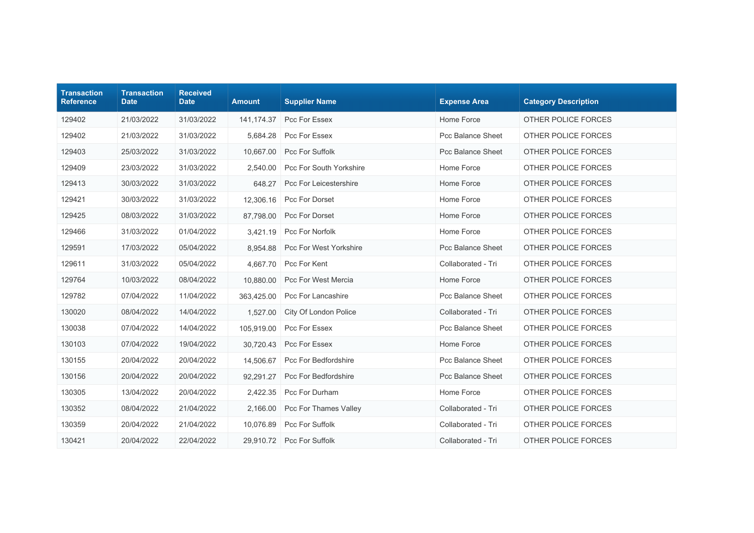| Transaction Reference | Transaction Date | Received Date | Amount | Supplier Name | Expense Area | Category Description |
|---|---|---|---|---|---|---|
| 129402 | 21/03/2022 | 31/03/2022 | 141,174.37 | Pcc For Essex | Home Force | OTHER POLICE FORCES |
| 129402 | 21/03/2022 | 31/03/2022 | 5,684.28 | Pcc For Essex | Pcc Balance Sheet | OTHER POLICE FORCES |
| 129403 | 25/03/2022 | 31/03/2022 | 10,667.00 | Pcc For Suffolk | Pcc Balance Sheet | OTHER POLICE FORCES |
| 129409 | 23/03/2022 | 31/03/2022 | 2,540.00 | Pcc For South Yorkshire | Home Force | OTHER POLICE FORCES |
| 129413 | 30/03/2022 | 31/03/2022 | 648.27 | Pcc For Leicestershire | Home Force | OTHER POLICE FORCES |
| 129421 | 30/03/2022 | 31/03/2022 | 12,306.16 | Pcc For Dorset | Home Force | OTHER POLICE FORCES |
| 129425 | 08/03/2022 | 31/03/2022 | 87,798.00 | Pcc For Dorset | Home Force | OTHER POLICE FORCES |
| 129466 | 31/03/2022 | 01/04/2022 | 3,421.19 | Pcc For Norfolk | Home Force | OTHER POLICE FORCES |
| 129591 | 17/03/2022 | 05/04/2022 | 8,954.88 | Pcc For West Yorkshire | Pcc Balance Sheet | OTHER POLICE FORCES |
| 129611 | 31/03/2022 | 05/04/2022 | 4,667.70 | Pcc For Kent | Collaborated - Tri | OTHER POLICE FORCES |
| 129764 | 10/03/2022 | 08/04/2022 | 10,880.00 | Pcc For West Mercia | Home Force | OTHER POLICE FORCES |
| 129782 | 07/04/2022 | 11/04/2022 | 363,425.00 | Pcc For Lancashire | Pcc Balance Sheet | OTHER POLICE FORCES |
| 130020 | 08/04/2022 | 14/04/2022 | 1,527.00 | City Of London Police | Collaborated - Tri | OTHER POLICE FORCES |
| 130038 | 07/04/2022 | 14/04/2022 | 105,919.00 | Pcc For Essex | Pcc Balance Sheet | OTHER POLICE FORCES |
| 130103 | 07/04/2022 | 19/04/2022 | 30,720.43 | Pcc For Essex | Home Force | OTHER POLICE FORCES |
| 130155 | 20/04/2022 | 20/04/2022 | 14,506.67 | Pcc For Bedfordshire | Pcc Balance Sheet | OTHER POLICE FORCES |
| 130156 | 20/04/2022 | 20/04/2022 | 92,291.27 | Pcc For Bedfordshire | Pcc Balance Sheet | OTHER POLICE FORCES |
| 130305 | 13/04/2022 | 20/04/2022 | 2,422.35 | Pcc For Durham | Home Force | OTHER POLICE FORCES |
| 130352 | 08/04/2022 | 21/04/2022 | 2,166.00 | Pcc For Thames Valley | Collaborated - Tri | OTHER POLICE FORCES |
| 130359 | 20/04/2022 | 21/04/2022 | 10,076.89 | Pcc For Suffolk | Collaborated - Tri | OTHER POLICE FORCES |
| 130421 | 20/04/2022 | 22/04/2022 | 29,910.72 | Pcc For Suffolk | Collaborated - Tri | OTHER POLICE FORCES |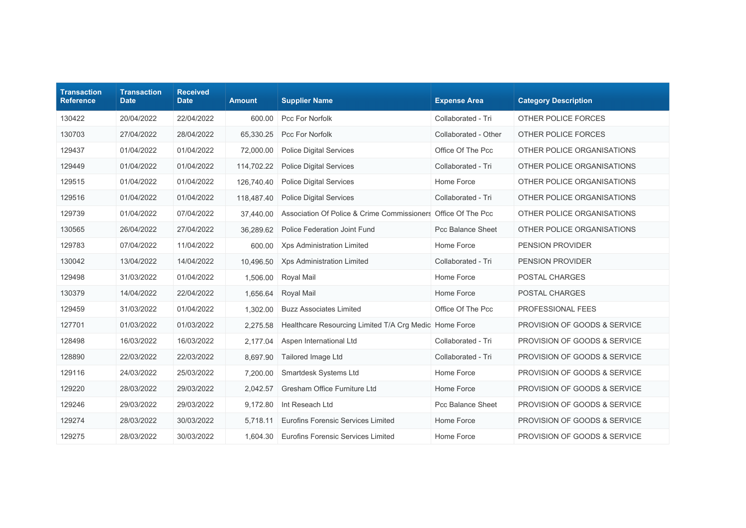| Transaction Reference | Transaction Date | Received Date | Amount | Supplier Name | Expense Area | Category Description |
|---|---|---|---|---|---|---|
| 130422 | 20/04/2022 | 22/04/2022 | 600.00 | Pcc For Norfolk | Collaborated - Tri | OTHER POLICE FORCES |
| 130703 | 27/04/2022 | 28/04/2022 | 65,330.25 | Pcc For Norfolk | Collaborated - Other | OTHER POLICE FORCES |
| 129437 | 01/04/2022 | 01/04/2022 | 72,000.00 | Police Digital Services | Office Of The Pcc | OTHER POLICE ORGANISATIONS |
| 129449 | 01/04/2022 | 01/04/2022 | 114,702.22 | Police Digital Services | Collaborated - Tri | OTHER POLICE ORGANISATIONS |
| 129515 | 01/04/2022 | 01/04/2022 | 126,740.40 | Police Digital Services | Home Force | OTHER POLICE ORGANISATIONS |
| 129516 | 01/04/2022 | 01/04/2022 | 118,487.40 | Police Digital Services | Collaborated - Tri | OTHER POLICE ORGANISATIONS |
| 129739 | 01/04/2022 | 07/04/2022 | 37,440.00 | Association Of Police & Crime Commissioners | Office Of The Pcc | OTHER POLICE ORGANISATIONS |
| 130565 | 26/04/2022 | 27/04/2022 | 36,289.62 | Police Federation Joint Fund | Pcc Balance Sheet | OTHER POLICE ORGANISATIONS |
| 129783 | 07/04/2022 | 11/04/2022 | 600.00 | Xps Administration Limited | Home Force | PENSION PROVIDER |
| 130042 | 13/04/2022 | 14/04/2022 | 10,496.50 | Xps Administration Limited | Collaborated - Tri | PENSION PROVIDER |
| 129498 | 31/03/2022 | 01/04/2022 | 1,506.00 | Royal Mail | Home Force | POSTAL CHARGES |
| 130379 | 14/04/2022 | 22/04/2022 | 1,656.64 | Royal Mail | Home Force | POSTAL CHARGES |
| 129459 | 31/03/2022 | 01/04/2022 | 1,302.00 | Buzz Associates Limited | Office Of The Pcc | PROFESSIONAL FEES |
| 127701 | 01/03/2022 | 01/03/2022 | 2,275.58 | Healthcare Resourcing Limited T/A Crg Medic | Home Force | PROVISION OF GOODS & SERVICE |
| 128498 | 16/03/2022 | 16/03/2022 | 2,177.04 | Aspen International Ltd | Collaborated - Tri | PROVISION OF GOODS & SERVICE |
| 128890 | 22/03/2022 | 22/03/2022 | 8,697.90 | Tailored Image Ltd | Collaborated - Tri | PROVISION OF GOODS & SERVICE |
| 129116 | 24/03/2022 | 25/03/2022 | 7,200.00 | Smartdesk Systems Ltd | Home Force | PROVISION OF GOODS & SERVICE |
| 129220 | 28/03/2022 | 29/03/2022 | 2,042.57 | Gresham Office Furniture Ltd | Home Force | PROVISION OF GOODS & SERVICE |
| 129246 | 29/03/2022 | 29/03/2022 | 9,172.80 | Int Reseach Ltd | Pcc Balance Sheet | PROVISION OF GOODS & SERVICE |
| 129274 | 28/03/2022 | 30/03/2022 | 5,718.11 | Eurofins Forensic Services Limited | Home Force | PROVISION OF GOODS & SERVICE |
| 129275 | 28/03/2022 | 30/03/2022 | 1,604.30 | Eurofins Forensic Services Limited | Home Force | PROVISION OF GOODS & SERVICE |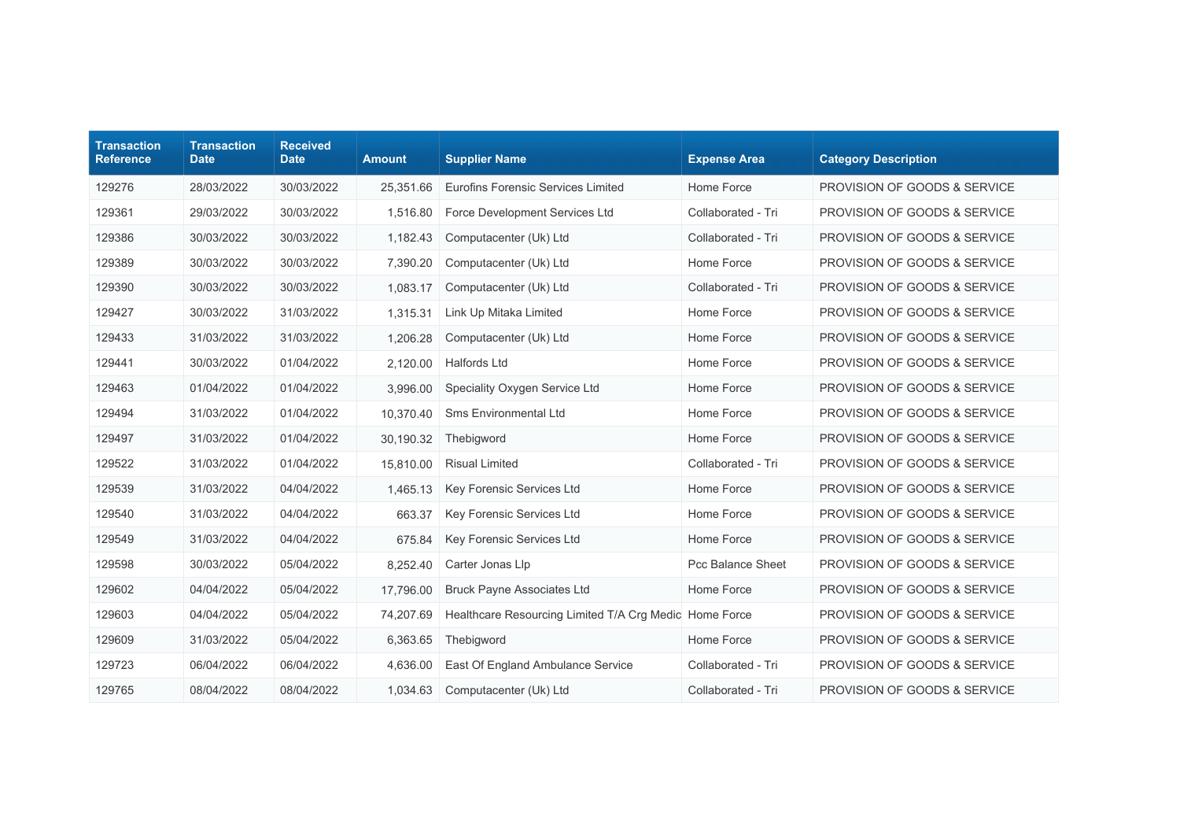| Transaction Reference | Transaction Date | Received Date | Amount | Supplier Name | Expense Area | Category Description |
|---|---|---|---|---|---|---|
| 129276 | 28/03/2022 | 30/03/2022 | 25,351.66 | Eurofins Forensic Services Limited | Home Force | PROVISION OF GOODS & SERVICE |
| 129361 | 29/03/2022 | 30/03/2022 | 1,516.80 | Force Development Services Ltd | Collaborated - Tri | PROVISION OF GOODS & SERVICE |
| 129386 | 30/03/2022 | 30/03/2022 | 1,182.43 | Computacenter (Uk) Ltd | Collaborated - Tri | PROVISION OF GOODS & SERVICE |
| 129389 | 30/03/2022 | 30/03/2022 | 7,390.20 | Computacenter (Uk) Ltd | Home Force | PROVISION OF GOODS & SERVICE |
| 129390 | 30/03/2022 | 30/03/2022 | 1,083.17 | Computacenter (Uk) Ltd | Collaborated - Tri | PROVISION OF GOODS & SERVICE |
| 129427 | 30/03/2022 | 31/03/2022 | 1,315.31 | Link Up Mitaka Limited | Home Force | PROVISION OF GOODS & SERVICE |
| 129433 | 31/03/2022 | 31/03/2022 | 1,206.28 | Computacenter (Uk) Ltd | Home Force | PROVISION OF GOODS & SERVICE |
| 129441 | 30/03/2022 | 01/04/2022 | 2,120.00 | Halfords Ltd | Home Force | PROVISION OF GOODS & SERVICE |
| 129463 | 01/04/2022 | 01/04/2022 | 3,996.00 | Speciality Oxygen Service Ltd | Home Force | PROVISION OF GOODS & SERVICE |
| 129494 | 31/03/2022 | 01/04/2022 | 10,370.40 | Sms Environmental Ltd | Home Force | PROVISION OF GOODS & SERVICE |
| 129497 | 31/03/2022 | 01/04/2022 | 30,190.32 | Thebigword | Home Force | PROVISION OF GOODS & SERVICE |
| 129522 | 31/03/2022 | 01/04/2022 | 15,810.00 | Risual Limited | Collaborated - Tri | PROVISION OF GOODS & SERVICE |
| 129539 | 31/03/2022 | 04/04/2022 | 1,465.13 | Key Forensic Services Ltd | Home Force | PROVISION OF GOODS & SERVICE |
| 129540 | 31/03/2022 | 04/04/2022 | 663.37 | Key Forensic Services Ltd | Home Force | PROVISION OF GOODS & SERVICE |
| 129549 | 31/03/2022 | 04/04/2022 | 675.84 | Key Forensic Services Ltd | Home Force | PROVISION OF GOODS & SERVICE |
| 129598 | 30/03/2022 | 05/04/2022 | 8,252.40 | Carter Jonas Llp | Pcc Balance Sheet | PROVISION OF GOODS & SERVICE |
| 129602 | 04/04/2022 | 05/04/2022 | 17,796.00 | Bruck Payne Associates Ltd | Home Force | PROVISION OF GOODS & SERVICE |
| 129603 | 04/04/2022 | 05/04/2022 | 74,207.69 | Healthcare Resourcing Limited T/A Crg Medic | Home Force | PROVISION OF GOODS & SERVICE |
| 129609 | 31/03/2022 | 05/04/2022 | 6,363.65 | Thebigword | Home Force | PROVISION OF GOODS & SERVICE |
| 129723 | 06/04/2022 | 06/04/2022 | 4,636.00 | East Of England Ambulance Service | Collaborated - Tri | PROVISION OF GOODS & SERVICE |
| 129765 | 08/04/2022 | 08/04/2022 | 1,034.63 | Computacenter (Uk) Ltd | Collaborated - Tri | PROVISION OF GOODS & SERVICE |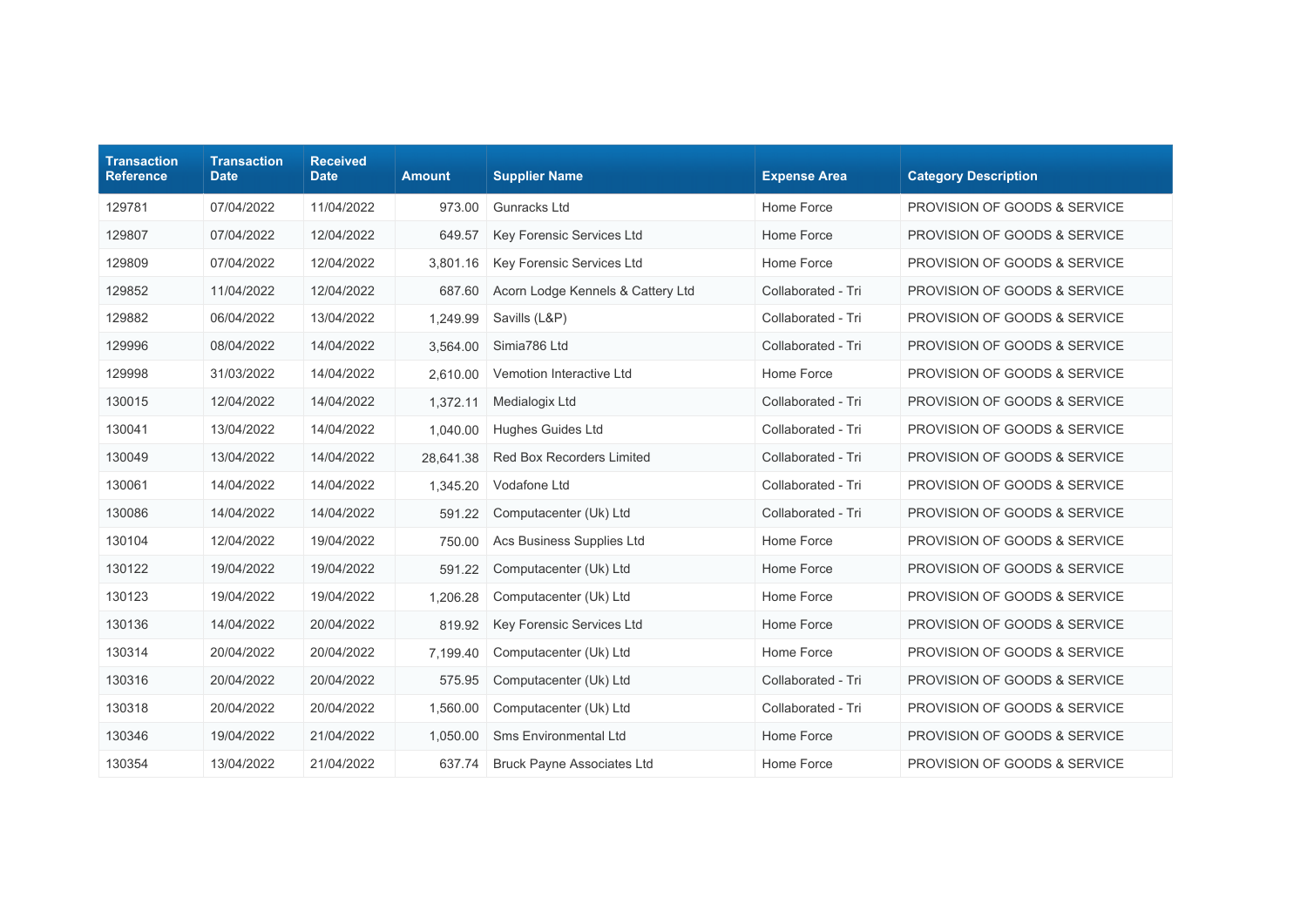| Transaction Reference | Transaction Date | Received Date | Amount | Supplier Name | Expense Area | Category Description |
|---|---|---|---|---|---|---|
| 129781 | 07/04/2022 | 11/04/2022 | 973.00 | Gunracks Ltd | Home Force | PROVISION OF GOODS & SERVICE |
| 129807 | 07/04/2022 | 12/04/2022 | 649.57 | Key Forensic Services Ltd | Home Force | PROVISION OF GOODS & SERVICE |
| 129809 | 07/04/2022 | 12/04/2022 | 3,801.16 | Key Forensic Services Ltd | Home Force | PROVISION OF GOODS & SERVICE |
| 129852 | 11/04/2022 | 12/04/2022 | 687.60 | Acorn Lodge Kennels & Cattery Ltd | Collaborated - Tri | PROVISION OF GOODS & SERVICE |
| 129882 | 06/04/2022 | 13/04/2022 | 1,249.99 | Savills (L&P) | Collaborated - Tri | PROVISION OF GOODS & SERVICE |
| 129996 | 08/04/2022 | 14/04/2022 | 3,564.00 | Simia786 Ltd | Collaborated - Tri | PROVISION OF GOODS & SERVICE |
| 129998 | 31/03/2022 | 14/04/2022 | 2,610.00 | Vemotion Interactive Ltd | Home Force | PROVISION OF GOODS & SERVICE |
| 130015 | 12/04/2022 | 14/04/2022 | 1,372.11 | Medialogix Ltd | Collaborated - Tri | PROVISION OF GOODS & SERVICE |
| 130041 | 13/04/2022 | 14/04/2022 | 1,040.00 | Hughes Guides Ltd | Collaborated - Tri | PROVISION OF GOODS & SERVICE |
| 130049 | 13/04/2022 | 14/04/2022 | 28,641.38 | Red Box Recorders Limited | Collaborated - Tri | PROVISION OF GOODS & SERVICE |
| 130061 | 14/04/2022 | 14/04/2022 | 1,345.20 | Vodafone Ltd | Collaborated - Tri | PROVISION OF GOODS & SERVICE |
| 130086 | 14/04/2022 | 14/04/2022 | 591.22 | Computacenter (Uk) Ltd | Collaborated - Tri | PROVISION OF GOODS & SERVICE |
| 130104 | 12/04/2022 | 19/04/2022 | 750.00 | Acs Business Supplies Ltd | Home Force | PROVISION OF GOODS & SERVICE |
| 130122 | 19/04/2022 | 19/04/2022 | 591.22 | Computacenter (Uk) Ltd | Home Force | PROVISION OF GOODS & SERVICE |
| 130123 | 19/04/2022 | 19/04/2022 | 1,206.28 | Computacenter (Uk) Ltd | Home Force | PROVISION OF GOODS & SERVICE |
| 130136 | 14/04/2022 | 20/04/2022 | 819.92 | Key Forensic Services Ltd | Home Force | PROVISION OF GOODS & SERVICE |
| 130314 | 20/04/2022 | 20/04/2022 | 7,199.40 | Computacenter (Uk) Ltd | Home Force | PROVISION OF GOODS & SERVICE |
| 130316 | 20/04/2022 | 20/04/2022 | 575.95 | Computacenter (Uk) Ltd | Collaborated - Tri | PROVISION OF GOODS & SERVICE |
| 130318 | 20/04/2022 | 20/04/2022 | 1,560.00 | Computacenter (Uk) Ltd | Collaborated - Tri | PROVISION OF GOODS & SERVICE |
| 130346 | 19/04/2022 | 21/04/2022 | 1,050.00 | Sms Environmental Ltd | Home Force | PROVISION OF GOODS & SERVICE |
| 130354 | 13/04/2022 | 21/04/2022 | 637.74 | Bruck Payne Associates Ltd | Home Force | PROVISION OF GOODS & SERVICE |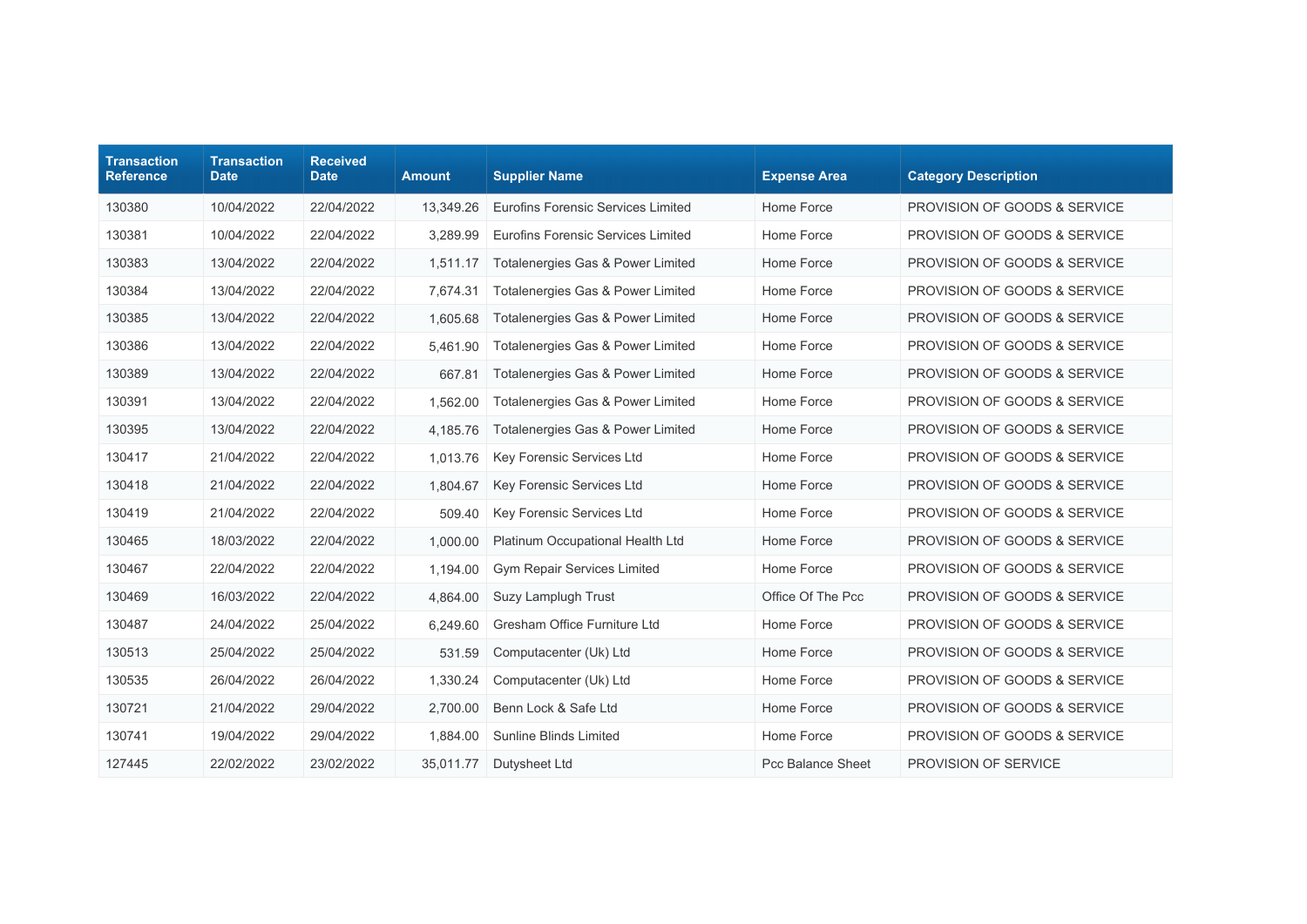| Transaction Reference | Transaction Date | Received Date | Amount | Supplier Name | Expense Area | Category Description |
|---|---|---|---|---|---|---|
| 130380 | 10/04/2022 | 22/04/2022 | 13,349.26 | Eurofins Forensic Services Limited | Home Force | PROVISION OF GOODS & SERVICE |
| 130381 | 10/04/2022 | 22/04/2022 | 3,289.99 | Eurofins Forensic Services Limited | Home Force | PROVISION OF GOODS & SERVICE |
| 130383 | 13/04/2022 | 22/04/2022 | 1,511.17 | Totalenergies Gas & Power Limited | Home Force | PROVISION OF GOODS & SERVICE |
| 130384 | 13/04/2022 | 22/04/2022 | 7,674.31 | Totalenergies Gas & Power Limited | Home Force | PROVISION OF GOODS & SERVICE |
| 130385 | 13/04/2022 | 22/04/2022 | 1,605.68 | Totalenergies Gas & Power Limited | Home Force | PROVISION OF GOODS & SERVICE |
| 130386 | 13/04/2022 | 22/04/2022 | 5,461.90 | Totalenergies Gas & Power Limited | Home Force | PROVISION OF GOODS & SERVICE |
| 130389 | 13/04/2022 | 22/04/2022 | 667.81 | Totalenergies Gas & Power Limited | Home Force | PROVISION OF GOODS & SERVICE |
| 130391 | 13/04/2022 | 22/04/2022 | 1,562.00 | Totalenergies Gas & Power Limited | Home Force | PROVISION OF GOODS & SERVICE |
| 130395 | 13/04/2022 | 22/04/2022 | 4,185.76 | Totalenergies Gas & Power Limited | Home Force | PROVISION OF GOODS & SERVICE |
| 130417 | 21/04/2022 | 22/04/2022 | 1,013.76 | Key Forensic Services Ltd | Home Force | PROVISION OF GOODS & SERVICE |
| 130418 | 21/04/2022 | 22/04/2022 | 1,804.67 | Key Forensic Services Ltd | Home Force | PROVISION OF GOODS & SERVICE |
| 130419 | 21/04/2022 | 22/04/2022 | 509.40 | Key Forensic Services Ltd | Home Force | PROVISION OF GOODS & SERVICE |
| 130465 | 18/03/2022 | 22/04/2022 | 1,000.00 | Platinum Occupational Health Ltd | Home Force | PROVISION OF GOODS & SERVICE |
| 130467 | 22/04/2022 | 22/04/2022 | 1,194.00 | Gym Repair Services Limited | Home Force | PROVISION OF GOODS & SERVICE |
| 130469 | 16/03/2022 | 22/04/2022 | 4,864.00 | Suzy Lamplugh Trust | Office Of The Pcc | PROVISION OF GOODS & SERVICE |
| 130487 | 24/04/2022 | 25/04/2022 | 6,249.60 | Gresham Office Furniture Ltd | Home Force | PROVISION OF GOODS & SERVICE |
| 130513 | 25/04/2022 | 25/04/2022 | 531.59 | Computacenter (Uk) Ltd | Home Force | PROVISION OF GOODS & SERVICE |
| 130535 | 26/04/2022 | 26/04/2022 | 1,330.24 | Computacenter (Uk) Ltd | Home Force | PROVISION OF GOODS & SERVICE |
| 130721 | 21/04/2022 | 29/04/2022 | 2,700.00 | Benn Lock & Safe Ltd | Home Force | PROVISION OF GOODS & SERVICE |
| 130741 | 19/04/2022 | 29/04/2022 | 1,884.00 | Sunline Blinds Limited | Home Force | PROVISION OF GOODS & SERVICE |
| 127445 | 22/02/2022 | 23/02/2022 | 35,011.77 | Dutysheet Ltd | Pcc Balance Sheet | PROVISION OF SERVICE |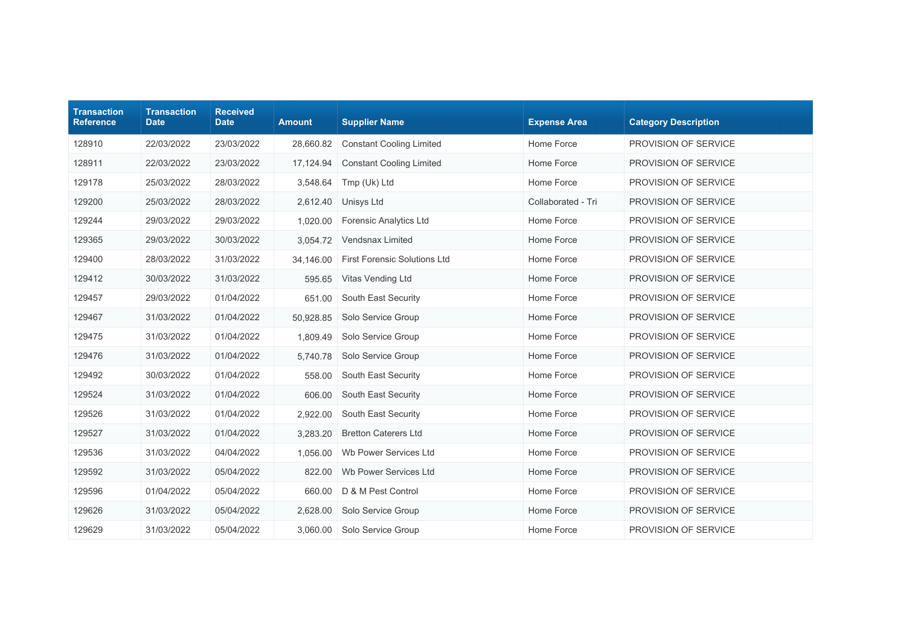| Transaction Reference | Transaction Date | Received Date | Amount | Supplier Name | Expense Area | Category Description |
|---|---|---|---|---|---|---|
| 128910 | 22/03/2022 | 23/03/2022 | 28,660.82 | Constant Cooling Limited | Home Force | PROVISION OF SERVICE |
| 128911 | 22/03/2022 | 23/03/2022 | 17,124.94 | Constant Cooling Limited | Home Force | PROVISION OF SERVICE |
| 129178 | 25/03/2022 | 28/03/2022 | 3,548.64 | Tmp (Uk) Ltd | Home Force | PROVISION OF SERVICE |
| 129200 | 25/03/2022 | 28/03/2022 | 2,612.40 | Unisys Ltd | Collaborated - Tri | PROVISION OF SERVICE |
| 129244 | 29/03/2022 | 29/03/2022 | 1,020.00 | Forensic Analytics Ltd | Home Force | PROVISION OF SERVICE |
| 129365 | 29/03/2022 | 30/03/2022 | 3,054.72 | Vendsnax Limited | Home Force | PROVISION OF SERVICE |
| 129400 | 28/03/2022 | 31/03/2022 | 34,146.00 | First Forensic Solutions Ltd | Home Force | PROVISION OF SERVICE |
| 129412 | 30/03/2022 | 31/03/2022 | 595.65 | Vitas Vending Ltd | Home Force | PROVISION OF SERVICE |
| 129457 | 29/03/2022 | 01/04/2022 | 651.00 | South East Security | Home Force | PROVISION OF SERVICE |
| 129467 | 31/03/2022 | 01/04/2022 | 50,928.85 | Solo Service Group | Home Force | PROVISION OF SERVICE |
| 129475 | 31/03/2022 | 01/04/2022 | 1,809.49 | Solo Service Group | Home Force | PROVISION OF SERVICE |
| 129476 | 31/03/2022 | 01/04/2022 | 5,740.78 | Solo Service Group | Home Force | PROVISION OF SERVICE |
| 129492 | 30/03/2022 | 01/04/2022 | 558.00 | South East Security | Home Force | PROVISION OF SERVICE |
| 129524 | 31/03/2022 | 01/04/2022 | 606.00 | South East Security | Home Force | PROVISION OF SERVICE |
| 129526 | 31/03/2022 | 01/04/2022 | 2,922.00 | South East Security | Home Force | PROVISION OF SERVICE |
| 129527 | 31/03/2022 | 01/04/2022 | 3,283.20 | Bretton Caterers Ltd | Home Force | PROVISION OF SERVICE |
| 129536 | 31/03/2022 | 04/04/2022 | 1,056.00 | Wb Power Services Ltd | Home Force | PROVISION OF SERVICE |
| 129592 | 31/03/2022 | 05/04/2022 | 822.00 | Wb Power Services Ltd | Home Force | PROVISION OF SERVICE |
| 129596 | 01/04/2022 | 05/04/2022 | 660.00 | D & M Pest Control | Home Force | PROVISION OF SERVICE |
| 129626 | 31/03/2022 | 05/04/2022 | 2,628.00 | Solo Service Group | Home Force | PROVISION OF SERVICE |
| 129629 | 31/03/2022 | 05/04/2022 | 3,060.00 | Solo Service Group | Home Force | PROVISION OF SERVICE |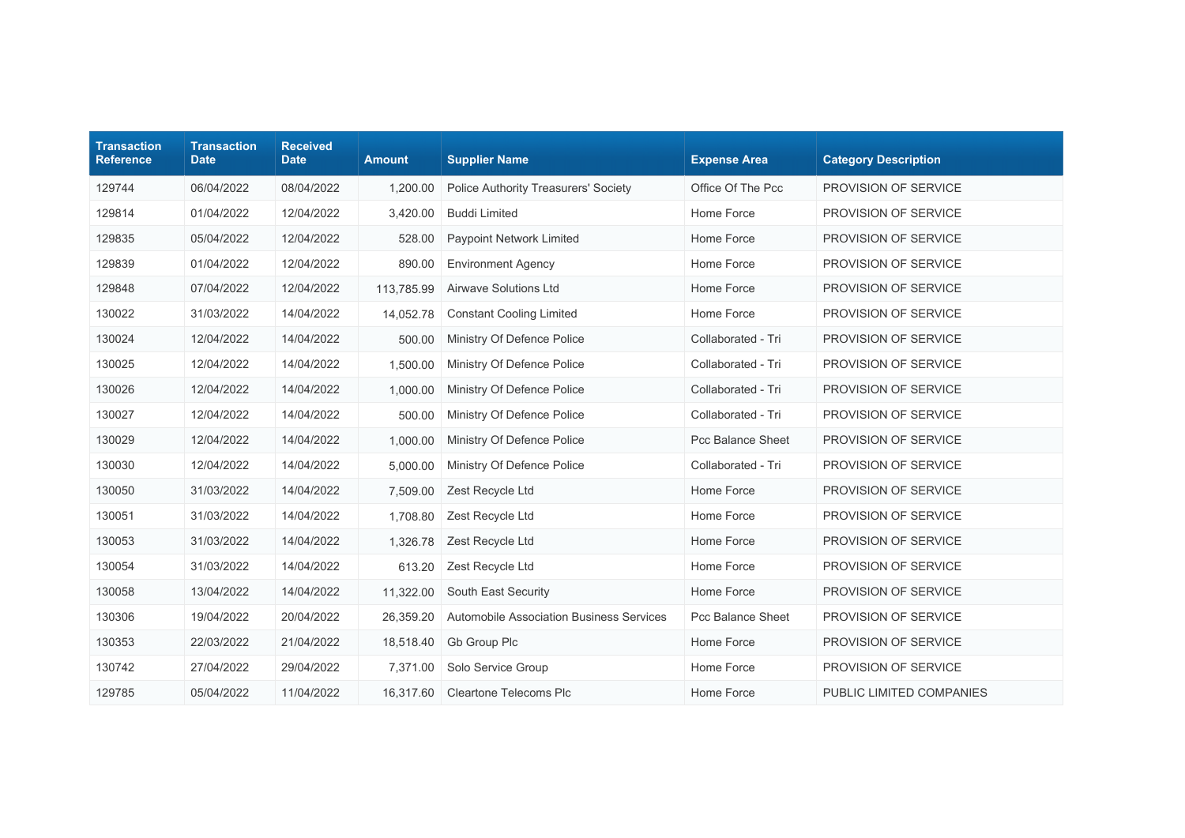| Transaction Reference | Transaction Date | Received Date | Amount | Supplier Name | Expense Area | Category Description |
|---|---|---|---|---|---|---|
| 129744 | 06/04/2022 | 08/04/2022 | 1,200.00 | Police Authority Treasurers' Society | Office Of The Pcc | PROVISION OF SERVICE |
| 129814 | 01/04/2022 | 12/04/2022 | 3,420.00 | Buddi Limited | Home Force | PROVISION OF SERVICE |
| 129835 | 05/04/2022 | 12/04/2022 | 528.00 | Paypoint Network Limited | Home Force | PROVISION OF SERVICE |
| 129839 | 01/04/2022 | 12/04/2022 | 890.00 | Environment Agency | Home Force | PROVISION OF SERVICE |
| 129848 | 07/04/2022 | 12/04/2022 | 113,785.99 | Airwave Solutions Ltd | Home Force | PROVISION OF SERVICE |
| 130022 | 31/03/2022 | 14/04/2022 | 14,052.78 | Constant Cooling Limited | Home Force | PROVISION OF SERVICE |
| 130024 | 12/04/2022 | 14/04/2022 | 500.00 | Ministry Of Defence Police | Collaborated - Tri | PROVISION OF SERVICE |
| 130025 | 12/04/2022 | 14/04/2022 | 1,500.00 | Ministry Of Defence Police | Collaborated - Tri | PROVISION OF SERVICE |
| 130026 | 12/04/2022 | 14/04/2022 | 1,000.00 | Ministry Of Defence Police | Collaborated - Tri | PROVISION OF SERVICE |
| 130027 | 12/04/2022 | 14/04/2022 | 500.00 | Ministry Of Defence Police | Collaborated - Tri | PROVISION OF SERVICE |
| 130029 | 12/04/2022 | 14/04/2022 | 1,000.00 | Ministry Of Defence Police | Pcc Balance Sheet | PROVISION OF SERVICE |
| 130030 | 12/04/2022 | 14/04/2022 | 5,000.00 | Ministry Of Defence Police | Collaborated - Tri | PROVISION OF SERVICE |
| 130050 | 31/03/2022 | 14/04/2022 | 7,509.00 | Zest Recycle Ltd | Home Force | PROVISION OF SERVICE |
| 130051 | 31/03/2022 | 14/04/2022 | 1,708.80 | Zest Recycle Ltd | Home Force | PROVISION OF SERVICE |
| 130053 | 31/03/2022 | 14/04/2022 | 1,326.78 | Zest Recycle Ltd | Home Force | PROVISION OF SERVICE |
| 130054 | 31/03/2022 | 14/04/2022 | 613.20 | Zest Recycle Ltd | Home Force | PROVISION OF SERVICE |
| 130058 | 13/04/2022 | 14/04/2022 | 11,322.00 | South East Security | Home Force | PROVISION OF SERVICE |
| 130306 | 19/04/2022 | 20/04/2022 | 26,359.20 | Automobile Association Business Services | Pcc Balance Sheet | PROVISION OF SERVICE |
| 130353 | 22/03/2022 | 21/04/2022 | 18,518.40 | Gb Group Plc | Home Force | PROVISION OF SERVICE |
| 130742 | 27/04/2022 | 29/04/2022 | 7,371.00 | Solo Service Group | Home Force | PROVISION OF SERVICE |
| 129785 | 05/04/2022 | 11/04/2022 | 16,317.60 | Cleartone Telecoms Plc | Home Force | PUBLIC LIMITED COMPANIES |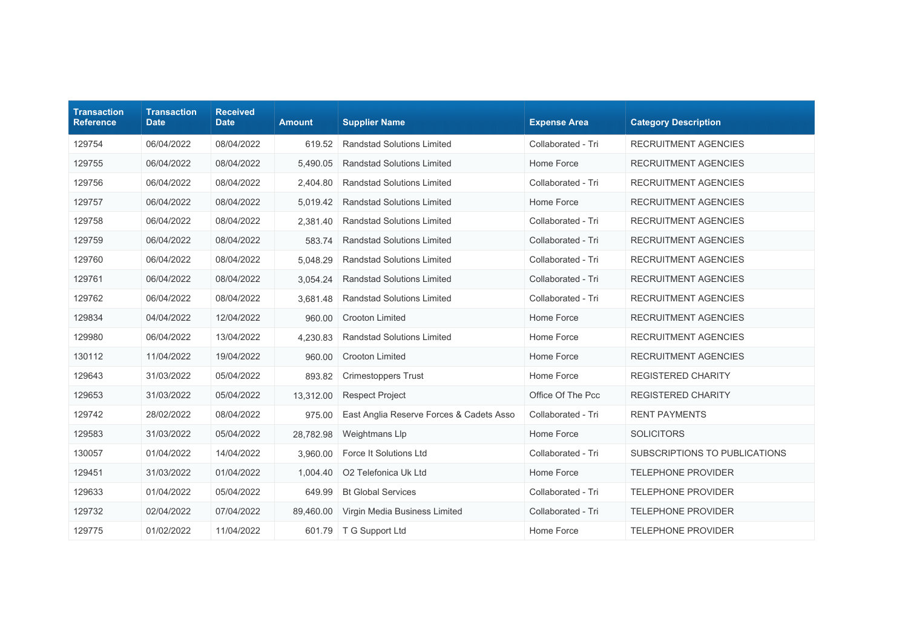| Transaction Reference | Transaction Date | Received Date | Amount | Supplier Name | Expense Area | Category Description |
|---|---|---|---|---|---|---|
| 129754 | 06/04/2022 | 08/04/2022 | 619.52 | Randstad Solutions Limited | Collaborated - Tri | RECRUITMENT AGENCIES |
| 129755 | 06/04/2022 | 08/04/2022 | 5,490.05 | Randstad Solutions Limited | Home Force | RECRUITMENT AGENCIES |
| 129756 | 06/04/2022 | 08/04/2022 | 2,404.80 | Randstad Solutions Limited | Collaborated - Tri | RECRUITMENT AGENCIES |
| 129757 | 06/04/2022 | 08/04/2022 | 5,019.42 | Randstad Solutions Limited | Home Force | RECRUITMENT AGENCIES |
| 129758 | 06/04/2022 | 08/04/2022 | 2,381.40 | Randstad Solutions Limited | Collaborated - Tri | RECRUITMENT AGENCIES |
| 129759 | 06/04/2022 | 08/04/2022 | 583.74 | Randstad Solutions Limited | Collaborated - Tri | RECRUITMENT AGENCIES |
| 129760 | 06/04/2022 | 08/04/2022 | 5,048.29 | Randstad Solutions Limited | Collaborated - Tri | RECRUITMENT AGENCIES |
| 129761 | 06/04/2022 | 08/04/2022 | 3,054.24 | Randstad Solutions Limited | Collaborated - Tri | RECRUITMENT AGENCIES |
| 129762 | 06/04/2022 | 08/04/2022 | 3,681.48 | Randstad Solutions Limited | Collaborated - Tri | RECRUITMENT AGENCIES |
| 129834 | 04/04/2022 | 12/04/2022 | 960.00 | Crooton Limited | Home Force | RECRUITMENT AGENCIES |
| 129980 | 06/04/2022 | 13/04/2022 | 4,230.83 | Randstad Solutions Limited | Home Force | RECRUITMENT AGENCIES |
| 130112 | 11/04/2022 | 19/04/2022 | 960.00 | Crooton Limited | Home Force | RECRUITMENT AGENCIES |
| 129643 | 31/03/2022 | 05/04/2022 | 893.82 | Crimestoppers Trust | Home Force | REGISTERED CHARITY |
| 129653 | 31/03/2022 | 05/04/2022 | 13,312.00 | Respect Project | Office Of The Pcc | REGISTERED CHARITY |
| 129742 | 28/02/2022 | 08/04/2022 | 975.00 | East Anglia Reserve Forces & Cadets Asso | Collaborated - Tri | RENT PAYMENTS |
| 129583 | 31/03/2022 | 05/04/2022 | 28,782.98 | Weightmans Llp | Home Force | SOLICITORS |
| 130057 | 01/04/2022 | 14/04/2022 | 3,960.00 | Force It Solutions Ltd | Collaborated - Tri | SUBSCRIPTIONS TO PUBLICATIONS |
| 129451 | 31/03/2022 | 01/04/2022 | 1,004.40 | O2 Telefonica Uk Ltd | Home Force | TELEPHONE PROVIDER |
| 129633 | 01/04/2022 | 05/04/2022 | 649.99 | Bt Global Services | Collaborated - Tri | TELEPHONE PROVIDER |
| 129732 | 02/04/2022 | 07/04/2022 | 89,460.00 | Virgin Media Business Limited | Collaborated - Tri | TELEPHONE PROVIDER |
| 129775 | 01/02/2022 | 11/04/2022 | 601.79 | T G Support Ltd | Home Force | TELEPHONE PROVIDER |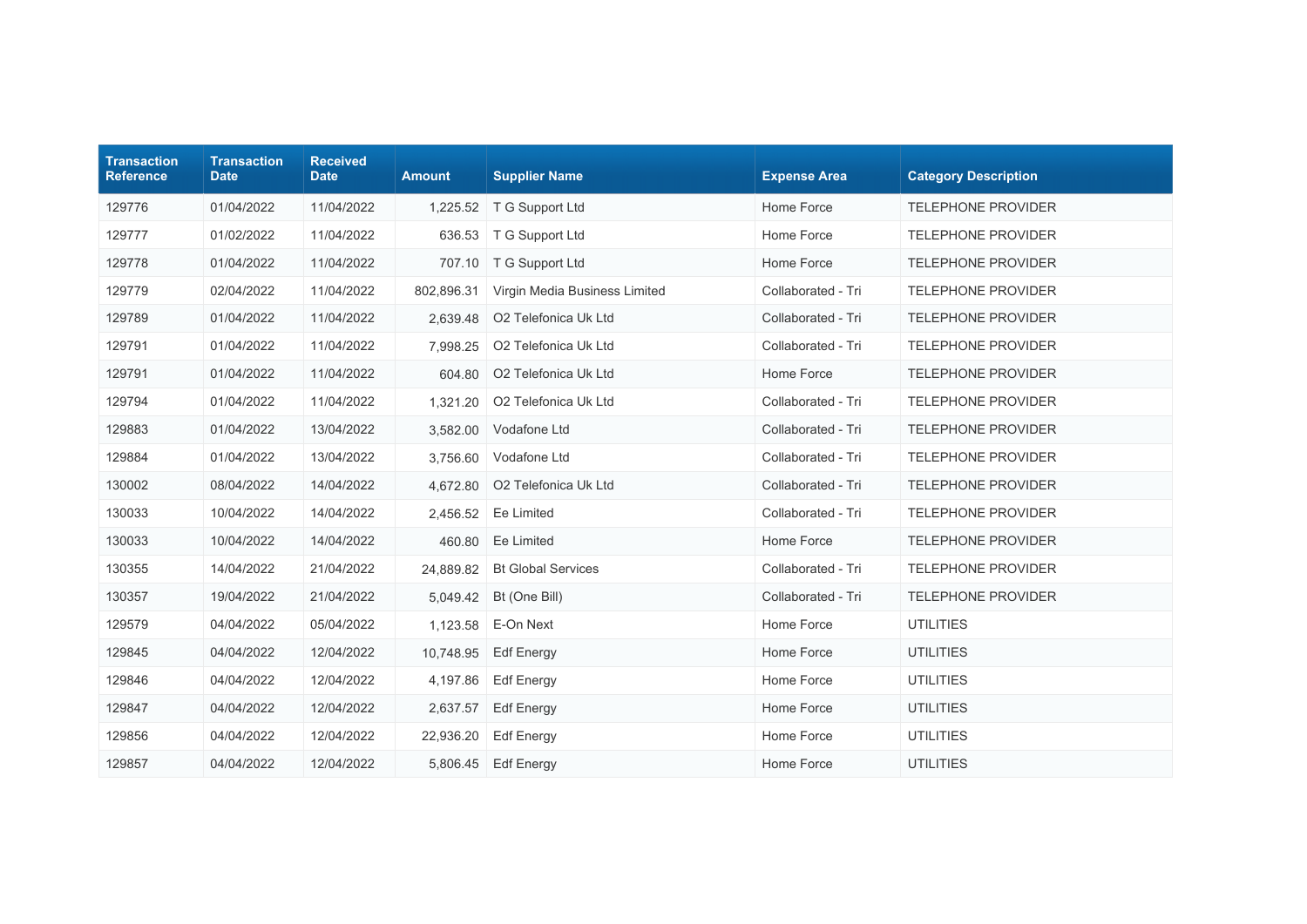| Transaction Reference | Transaction Date | Received Date | Amount | Supplier Name | Expense Area | Category Description |
|---|---|---|---|---|---|---|
| 129776 | 01/04/2022 | 11/04/2022 | 1,225.52 | T G Support Ltd | Home Force | TELEPHONE PROVIDER |
| 129777 | 01/02/2022 | 11/04/2022 | 636.53 | T G Support Ltd | Home Force | TELEPHONE PROVIDER |
| 129778 | 01/04/2022 | 11/04/2022 | 707.10 | T G Support Ltd | Home Force | TELEPHONE PROVIDER |
| 129779 | 02/04/2022 | 11/04/2022 | 802,896.31 | Virgin Media Business Limited | Collaborated - Tri | TELEPHONE PROVIDER |
| 129789 | 01/04/2022 | 11/04/2022 | 2,639.48 | O2 Telefonica Uk Ltd | Collaborated - Tri | TELEPHONE PROVIDER |
| 129791 | 01/04/2022 | 11/04/2022 | 7,998.25 | O2 Telefonica Uk Ltd | Collaborated - Tri | TELEPHONE PROVIDER |
| 129791 | 01/04/2022 | 11/04/2022 | 604.80 | O2 Telefonica Uk Ltd | Home Force | TELEPHONE PROVIDER |
| 129794 | 01/04/2022 | 11/04/2022 | 1,321.20 | O2 Telefonica Uk Ltd | Collaborated - Tri | TELEPHONE PROVIDER |
| 129883 | 01/04/2022 | 13/04/2022 | 3,582.00 | Vodafone Ltd | Collaborated - Tri | TELEPHONE PROVIDER |
| 129884 | 01/04/2022 | 13/04/2022 | 3,756.60 | Vodafone Ltd | Collaborated - Tri | TELEPHONE PROVIDER |
| 130002 | 08/04/2022 | 14/04/2022 | 4,672.80 | O2 Telefonica Uk Ltd | Collaborated - Tri | TELEPHONE PROVIDER |
| 130033 | 10/04/2022 | 14/04/2022 | 2,456.52 | Ee Limited | Collaborated - Tri | TELEPHONE PROVIDER |
| 130033 | 10/04/2022 | 14/04/2022 | 460.80 | Ee Limited | Home Force | TELEPHONE PROVIDER |
| 130355 | 14/04/2022 | 21/04/2022 | 24,889.82 | Bt Global Services | Collaborated - Tri | TELEPHONE PROVIDER |
| 130357 | 19/04/2022 | 21/04/2022 | 5,049.42 | Bt (One Bill) | Collaborated - Tri | TELEPHONE PROVIDER |
| 129579 | 04/04/2022 | 05/04/2022 | 1,123.58 | E-On Next | Home Force | UTILITIES |
| 129845 | 04/04/2022 | 12/04/2022 | 10,748.95 | Edf Energy | Home Force | UTILITIES |
| 129846 | 04/04/2022 | 12/04/2022 | 4,197.86 | Edf Energy | Home Force | UTILITIES |
| 129847 | 04/04/2022 | 12/04/2022 | 2,637.57 | Edf Energy | Home Force | UTILITIES |
| 129856 | 04/04/2022 | 12/04/2022 | 22,936.20 | Edf Energy | Home Force | UTILITIES |
| 129857 | 04/04/2022 | 12/04/2022 | 5,806.45 | Edf Energy | Home Force | UTILITIES |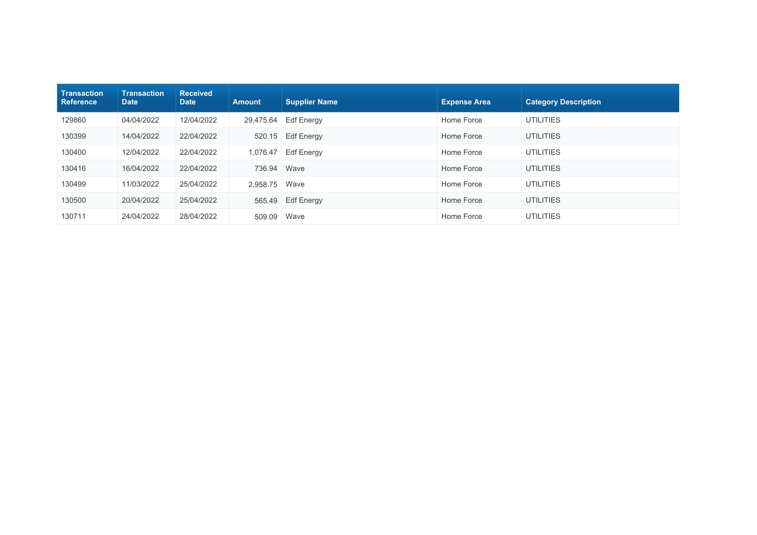| Transaction Reference | Transaction Date | Received Date | Amount | Supplier Name | Expense Area | Category Description |
|---|---|---|---|---|---|---|
| 129860 | 04/04/2022 | 12/04/2022 | 29,475.64 | Edf Energy | Home Force | UTILITIES |
| 130399 | 14/04/2022 | 22/04/2022 | 520.15 | Edf Energy | Home Force | UTILITIES |
| 130400 | 12/04/2022 | 22/04/2022 | 1,076.47 | Edf Energy | Home Force | UTILITIES |
| 130416 | 16/04/2022 | 22/04/2022 | 736.94 | Wave | Home Force | UTILITIES |
| 130499 | 11/03/2022 | 25/04/2022 | 2,958.75 | Wave | Home Force | UTILITIES |
| 130500 | 20/04/2022 | 25/04/2022 | 565.49 | Edf Energy | Home Force | UTILITIES |
| 130711 | 24/04/2022 | 28/04/2022 | 509.09 | Wave | Home Force | UTILITIES |